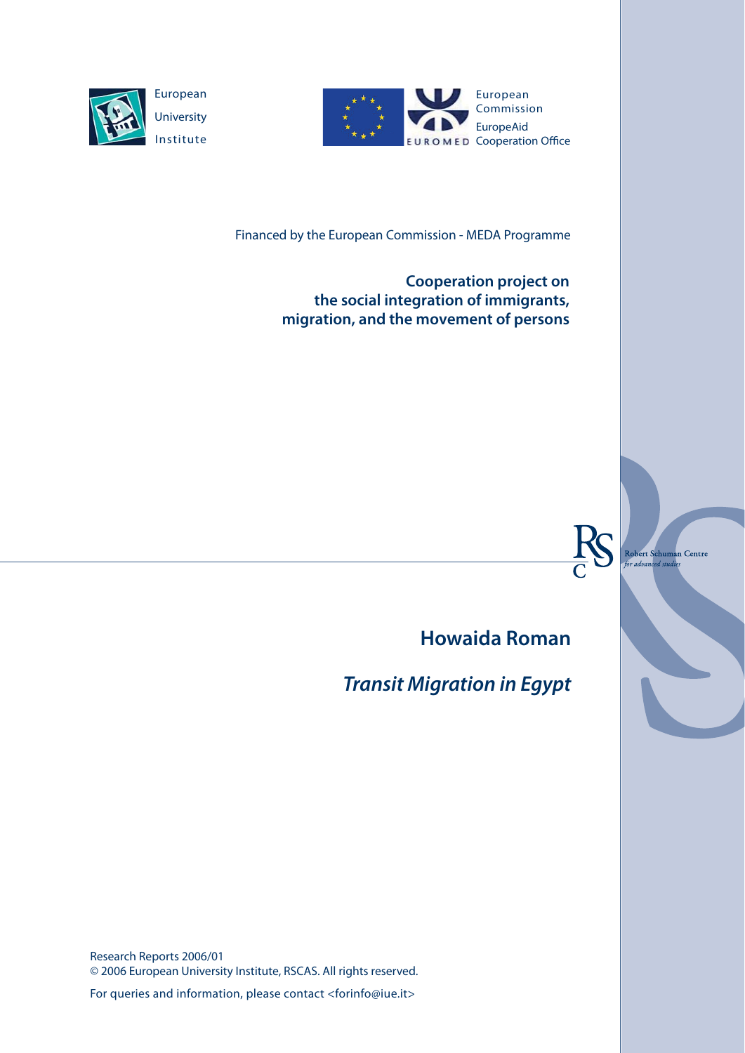European University Institute

European Commission
EuropeAid Cooperation Office
EUROMED

Financed by the European Commission - MEDA Programme

**Cooperation project on the social integration of immigrants, migration, and the movement of persons**

Robert Schuman Centre for advanced studies

## Howaida Roman

# *Transit Migration in Egypt*

Research Reports 2006/01
© 2006 European University Institute, RSCAS. All rights reserved.

For queries and information, please contact <forinfo@iue.it>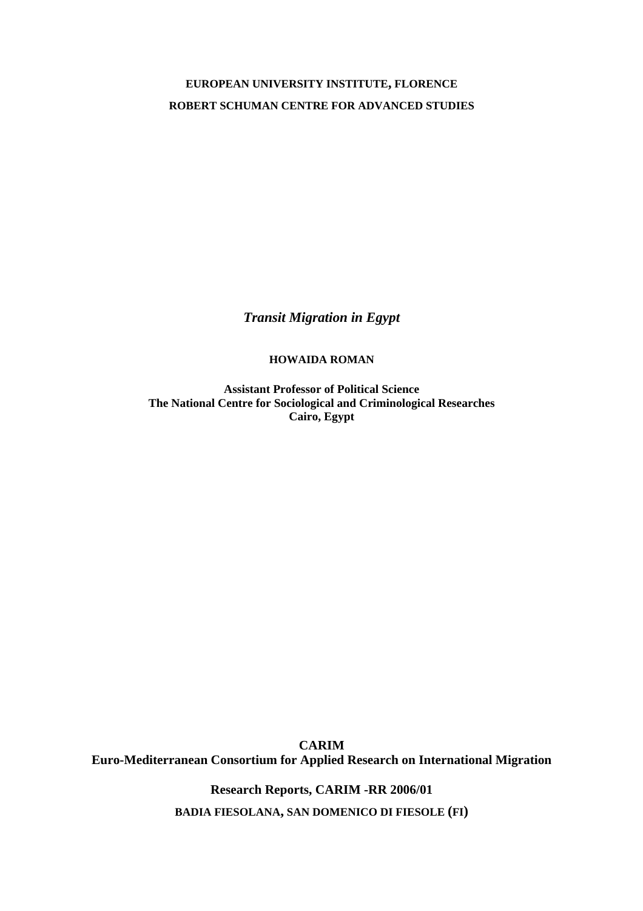**EUROPEAN UNIVERSITY INSTITUTE, FLORENCE**

**ROBERT SCHUMAN CENTRE FOR ADVANCED STUDIES**

# *Transit Migration in Egypt*

**HOWAIDA ROMAN**

**Assistant Professor of Political Science**
**The National Centre for Sociological and Criminological Researches**
**Cairo, Egypt**

**CARIM**
**Euro-Mediterranean Consortium for Applied Research on International Migration**

**Research Reports, CARIM -RR 2006/01**

**BADIA FIESOLANA, SAN DOMENICO DI FIESOLE (FI)**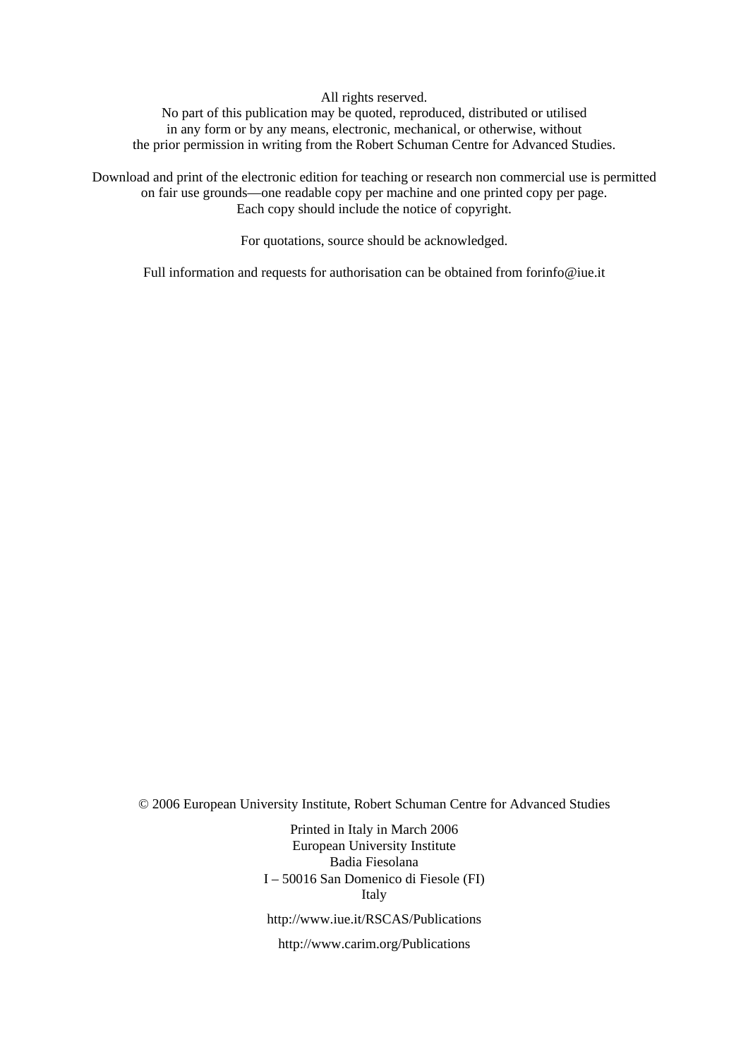All rights reserved.
No part of this publication may be quoted, reproduced, distributed or utilised
in any form or by any means, electronic, mechanical, or otherwise, without
the prior permission in writing from the Robert Schuman Centre for Advanced Studies.

Download and print of the electronic edition for teaching or research non commercial use is permitted
on fair use grounds—one readable copy per machine and one printed copy per page.
Each copy should include the notice of copyright.

For quotations, source should be acknowledged.

Full information and requests for authorisation can be obtained from forinfo@iue.it

© 2006 European University Institute, Robert Schuman Centre for Advanced Studies

Printed in Italy in March 2006
European University Institute
Badia Fiesolana
I – 50016 San Domenico di Fiesole (FI)
Italy

http://www.iue.it/RSCAS/Publications

http://www.carim.org/Publications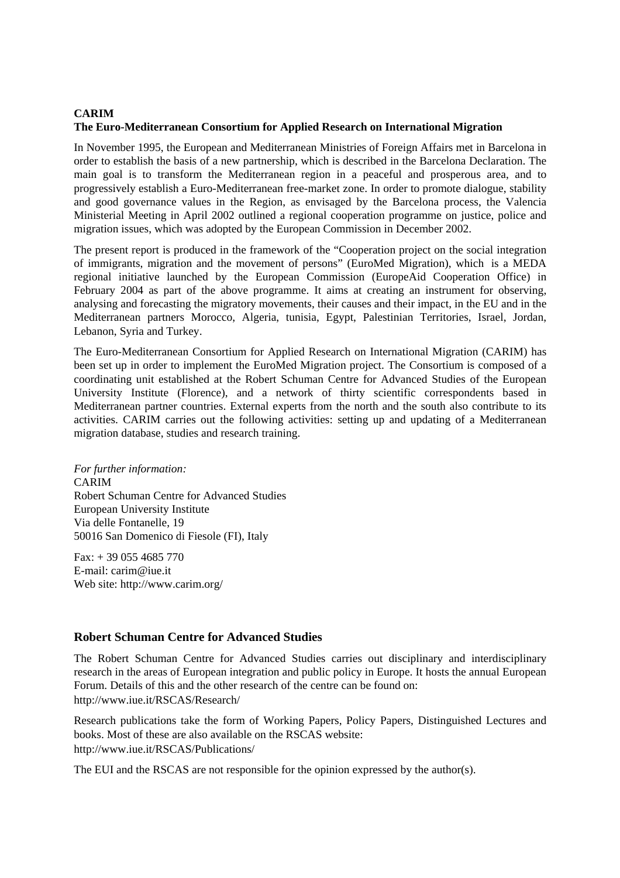**CARIM**
**The Euro-Mediterranean Consortium for Applied Research on International Migration**

In November 1995, the European and Mediterranean Ministries of Foreign Affairs met in Barcelona in order to establish the basis of a new partnership, which is described in the Barcelona Declaration. The main goal is to transform the Mediterranean region in a peaceful and prosperous area, and to progressively establish a Euro-Mediterranean free-market zone. In order to promote dialogue, stability and good governance values in the Region, as envisaged by the Barcelona process, the Valencia Ministerial Meeting in April 2002 outlined a regional cooperation programme on justice, police and migration issues, which was adopted by the European Commission in December 2002.

The present report is produced in the framework of the "Cooperation project on the social integration of immigrants, migration and the movement of persons" (EuroMed Migration), which is a MEDA regional initiative launched by the European Commission (EuropeAid Cooperation Office) in February 2004 as part of the above programme. It aims at creating an instrument for observing, analysing and forecasting the migratory movements, their causes and their impact, in the EU and in the Mediterranean partners Morocco, Algeria, tunisia, Egypt, Palestinian Territories, Israel, Jordan, Lebanon, Syria and Turkey.

The Euro-Mediterranean Consortium for Applied Research on International Migration (CARIM) has been set up in order to implement the EuroMed Migration project. The Consortium is composed of a coordinating unit established at the Robert Schuman Centre for Advanced Studies of the European University Institute (Florence), and a network of thirty scientific correspondents based in Mediterranean partner countries. External experts from the north and the south also contribute to its activities. CARIM carries out the following activities: setting up and updating of a Mediterranean migration database, studies and research training.

*For further information:*
CARIM
Robert Schuman Centre for Advanced Studies
European University Institute
Via delle Fontanelle, 19
50016 San Domenico di Fiesole (FI), Italy

Fax: + 39 055 4685 770
E-mail: carim@iue.it
Web site: http://www.carim.org/

## Robert Schuman Centre for Advanced Studies

The Robert Schuman Centre for Advanced Studies carries out disciplinary and interdisciplinary research in the areas of European integration and public policy in Europe. It hosts the annual European Forum. Details of this and the other research of the centre can be found on:
http://www.iue.it/RSCAS/Research/

Research publications take the form of Working Papers, Policy Papers, Distinguished Lectures and books. Most of these are also available on the RSCAS website:
http://www.iue.it/RSCAS/Publications/

The EUI and the RSCAS are not responsible for the opinion expressed by the author(s).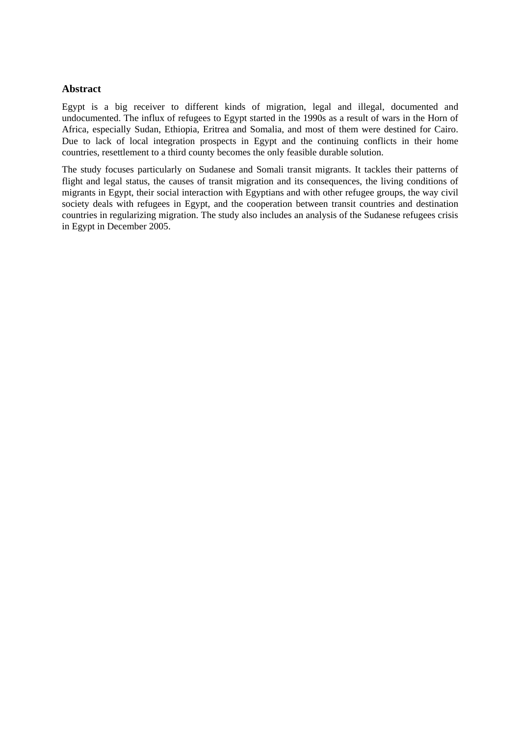## Abstract

Egypt is a big receiver to different kinds of migration, legal and illegal, documented and undocumented. The influx of refugees to Egypt started in the 1990s as a result of wars in the Horn of Africa, especially Sudan, Ethiopia, Eritrea and Somalia, and most of them were destined for Cairo. Due to lack of local integration prospects in Egypt and the continuing conflicts in their home countries, resettlement to a third county becomes the only feasible durable solution.

The study focuses particularly on Sudanese and Somali transit migrants. It tackles their patterns of flight and legal status, the causes of transit migration and its consequences, the living conditions of migrants in Egypt, their social interaction with Egyptians and with other refugee groups, the way civil society deals with refugees in Egypt, and the cooperation between transit countries and destination countries in regularizing migration. The study also includes an analysis of the Sudanese refugees crisis in Egypt in December 2005.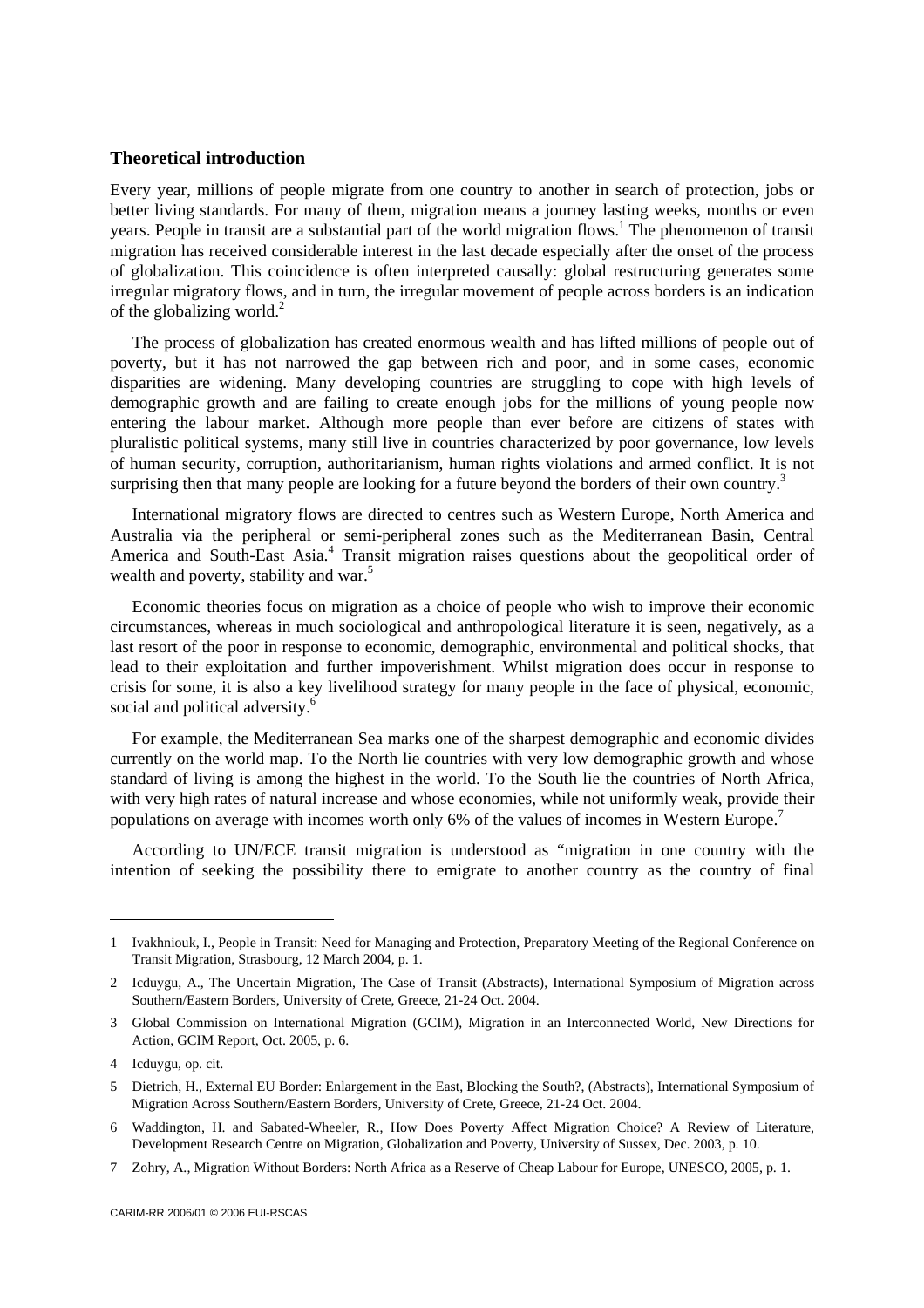## Theoretical introduction

Every year, millions of people migrate from one country to another in search of protection, jobs or better living standards. For many of them, migration means a journey lasting weeks, months or even years. People in transit are a substantial part of the world migration flows.[1] The phenomenon of transit migration has received considerable interest in the last decade especially after the onset of the process of globalization. This coincidence is often interpreted causally: global restructuring generates some irregular migratory flows, and in turn, the irregular movement of people across borders is an indication of the globalizing world.[2]

The process of globalization has created enormous wealth and has lifted millions of people out of poverty, but it has not narrowed the gap between rich and poor, and in some cases, economic disparities are widening. Many developing countries are struggling to cope with high levels of demographic growth and are failing to create enough jobs for the millions of young people now entering the labour market. Although more people than ever before are citizens of states with pluralistic political systems, many still live in countries characterized by poor governance, low levels of human security, corruption, authoritarianism, human rights violations and armed conflict. It is not surprising then that many people are looking for a future beyond the borders of their own country.[3]

International migratory flows are directed to centres such as Western Europe, North America and Australia via the peripheral or semi-peripheral zones such as the Mediterranean Basin, Central America and South-East Asia.[4] Transit migration raises questions about the geopolitical order of wealth and poverty, stability and war.[5]

Economic theories focus on migration as a choice of people who wish to improve their economic circumstances, whereas in much sociological and anthropological literature it is seen, negatively, as a last resort of the poor in response to economic, demographic, environmental and political shocks, that lead to their exploitation and further impoverishment. Whilst migration does occur in response to crisis for some, it is also a key livelihood strategy for many people in the face of physical, economic, social and political adversity.[6]

For example, the Mediterranean Sea marks one of the sharpest demographic and economic divides currently on the world map. To the North lie countries with very low demographic growth and whose standard of living is among the highest in the world. To the South lie the countries of North Africa, with very high rates of natural increase and whose economies, while not uniformly weak, provide their populations on average with incomes worth only 6% of the values of incomes in Western Europe.[7]

According to UN/ECE transit migration is understood as "migration in one country with the intention of seeking the possibility there to emigrate to another country as the country of final

---

1 Ivakhniouk, I., People in Transit: Need for Managing and Protection, Preparatory Meeting of the Regional Conference on Transit Migration, Strasbourg, 12 March 2004, p. 1.

2 Icduygu, A., The Uncertain Migration, The Case of Transit (Abstracts), International Symposium of Migration across Southern/Eastern Borders, University of Crete, Greece, 21-24 Oct. 2004.

3 Global Commission on International Migration (GCIM), Migration in an Interconnected World, New Directions for Action, GCIM Report, Oct. 2005, p. 6.

4 Icduygu, op. cit.

5 Dietrich, H., External EU Border: Enlargement in the East, Blocking the South?, (Abstracts), International Symposium of Migration Across Southern/Eastern Borders, University of Crete, Greece, 21-24 Oct. 2004.

6 Waddington, H. and Sabated-Wheeler, R., How Does Poverty Affect Migration Choice? A Review of Literature, Development Research Centre on Migration, Globalization and Poverty, University of Sussex, Dec. 2003, p. 10.

7 Zohry, A., Migration Without Borders: North Africa as a Reserve of Cheap Labour for Europe, UNESCO, 2005, p. 1.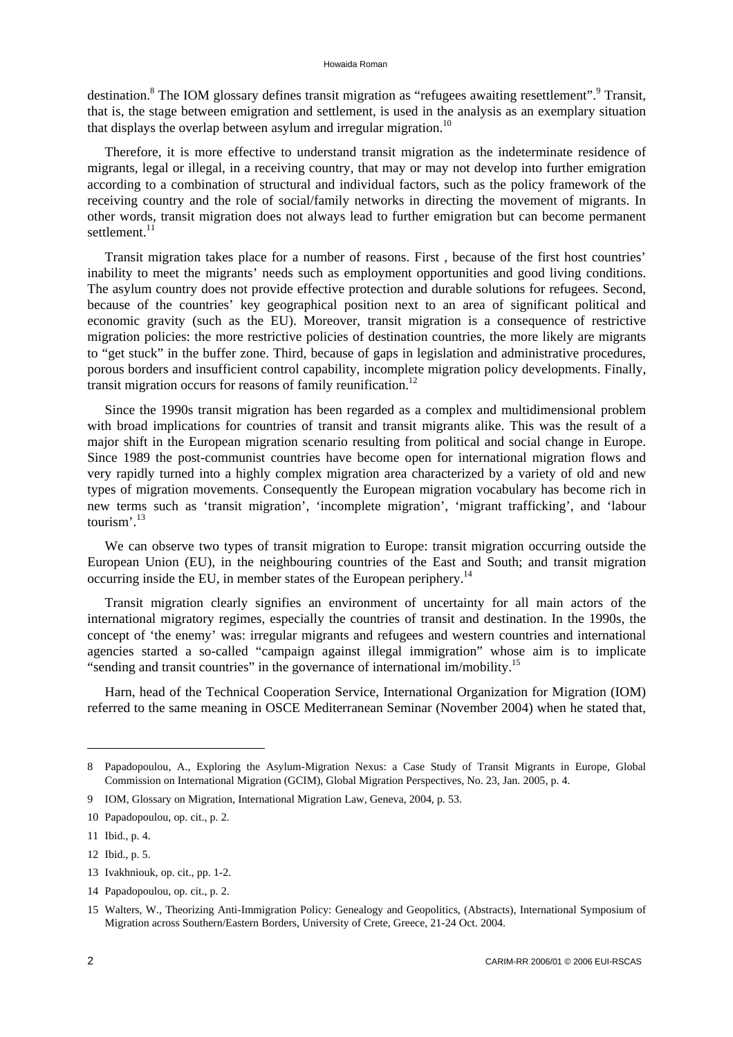destination.[8] The IOM glossary defines transit migration as "refugees awaiting resettlement".[9] Transit, that is, the stage between emigration and settlement, is used in the analysis as an exemplary situation that displays the overlap between asylum and irregular migration.[10]

Therefore, it is more effective to understand transit migration as the indeterminate residence of migrants, legal or illegal, in a receiving country, that may or may not develop into further emigration according to a combination of structural and individual factors, such as the policy framework of the receiving country and the role of social/family networks in directing the movement of migrants. In other words, transit migration does not always lead to further emigration but can become permanent settlement.[11]

Transit migration takes place for a number of reasons. First , because of the first host countries' inability to meet the migrants' needs such as employment opportunities and good living conditions. The asylum country does not provide effective protection and durable solutions for refugees. Second, because of the countries' key geographical position next to an area of significant political and economic gravity (such as the EU). Moreover, transit migration is a consequence of restrictive migration policies: the more restrictive policies of destination countries, the more likely are migrants to "get stuck" in the buffer zone. Third, because of gaps in legislation and administrative procedures, porous borders and insufficient control capability, incomplete migration policy developments. Finally, transit migration occurs for reasons of family reunification.[12]

Since the 1990s transit migration has been regarded as a complex and multidimensional problem with broad implications for countries of transit and transit migrants alike. This was the result of a major shift in the European migration scenario resulting from political and social change in Europe. Since 1989 the post-communist countries have become open for international migration flows and very rapidly turned into a highly complex migration area characterized by a variety of old and new types of migration movements. Consequently the European migration vocabulary has become rich in new terms such as 'transit migration', 'incomplete migration', 'migrant trafficking', and 'labour tourism'.[13]

We can observe two types of transit migration to Europe: transit migration occurring outside the European Union (EU), in the neighbouring countries of the East and South; and transit migration occurring inside the EU, in member states of the European periphery.[14]

Transit migration clearly signifies an environment of uncertainty for all main actors of the international migratory regimes, especially the countries of transit and destination. In the 1990s, the concept of 'the enemy' was: irregular migrants and refugees and western countries and international agencies started a so-called "campaign against illegal immigration" whose aim is to implicate "sending and transit countries" in the governance of international im/mobility.[15]

Harn, head of the Technical Cooperation Service, International Organization for Migration (IOM) referred to the same meaning in OSCE Mediterranean Seminar (November 2004) when he stated that,

---

8 Papadopoulou, A., Exploring the Asylum-Migration Nexus: a Case Study of Transit Migrants in Europe, Global Commission on International Migration (GCIM), Global Migration Perspectives, No. 23, Jan. 2005, p. 4.

9 IOM, Glossary on Migration, International Migration Law, Geneva, 2004, p. 53.

10 Papadopoulou, op. cit., p. 2.

11 Ibid., p. 4.

12 Ibid., p. 5.

13 Ivakhniouk, op. cit., pp. 1-2.

14 Papadopoulou, op. cit., p. 2.

15 Walters, W., Theorizing Anti-Immigration Policy: Genealogy and Geopolitics, (Abstracts), International Symposium of Migration across Southern/Eastern Borders, University of Crete, Greece, 21-24 Oct. 2004.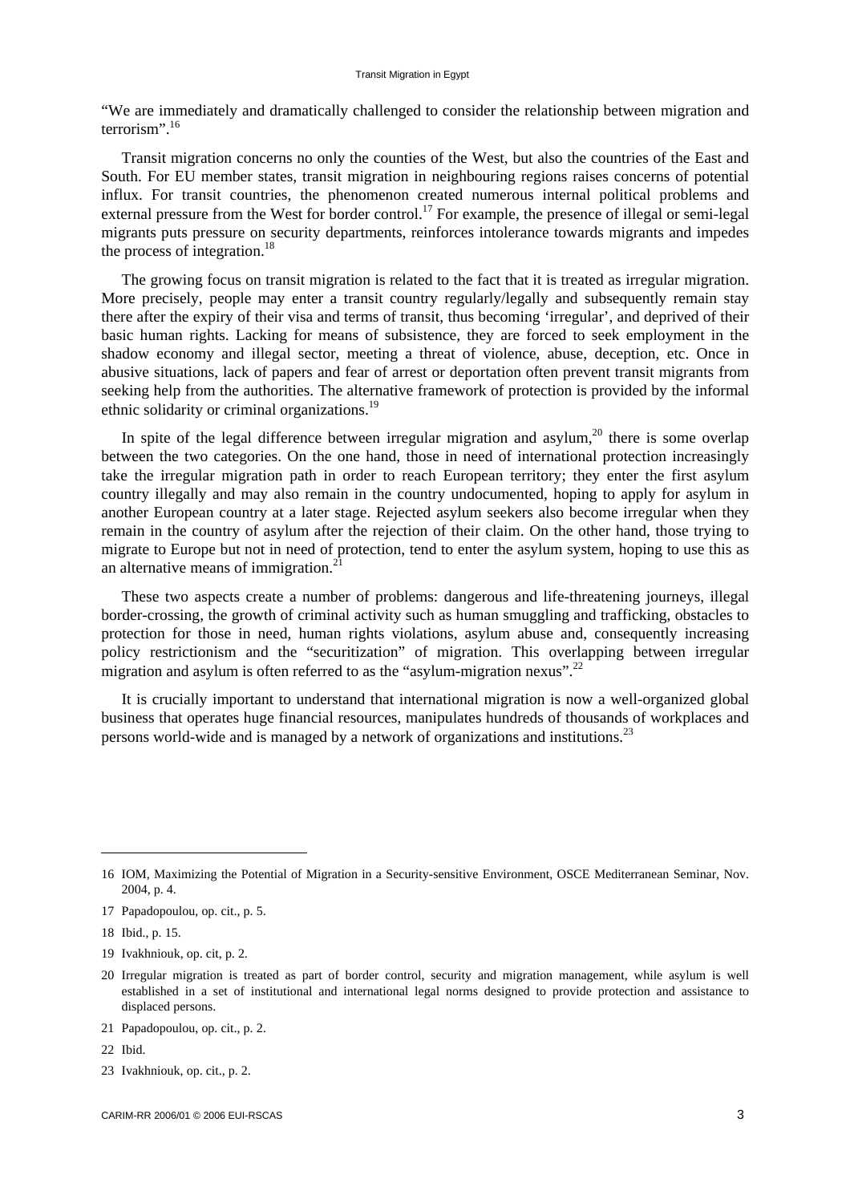"We are immediately and dramatically challenged to consider the relationship between migration and terrorism".[16]

Transit migration concerns no only the counties of the West, but also the countries of the East and South. For EU member states, transit migration in neighbouring regions raises concerns of potential influx. For transit countries, the phenomenon created numerous internal political problems and external pressure from the West for border control.[17] For example, the presence of illegal or semi-legal migrants puts pressure on security departments, reinforces intolerance towards migrants and impedes the process of integration.[18]

The growing focus on transit migration is related to the fact that it is treated as irregular migration. More precisely, people may enter a transit country regularly/legally and subsequently remain stay there after the expiry of their visa and terms of transit, thus becoming 'irregular', and deprived of their basic human rights. Lacking for means of subsistence, they are forced to seek employment in the shadow economy and illegal sector, meeting a threat of violence, abuse, deception, etc. Once in abusive situations, lack of papers and fear of arrest or deportation often prevent transit migrants from seeking help from the authorities. The alternative framework of protection is provided by the informal ethnic solidarity or criminal organizations.[19]

In spite of the legal difference between irregular migration and asylum,[20] there is some overlap between the two categories. On the one hand, those in need of international protection increasingly take the irregular migration path in order to reach European territory; they enter the first asylum country illegally and may also remain in the country undocumented, hoping to apply for asylum in another European country at a later stage. Rejected asylum seekers also become irregular when they remain in the country of asylum after the rejection of their claim. On the other hand, those trying to migrate to Europe but not in need of protection, tend to enter the asylum system, hoping to use this as an alternative means of immigration.[21]

These two aspects create a number of problems: dangerous and life-threatening journeys, illegal border-crossing, the growth of criminal activity such as human smuggling and trafficking, obstacles to protection for those in need, human rights violations, asylum abuse and, consequently increasing policy restrictionism and the "securitization" of migration. This overlapping between irregular migration and asylum is often referred to as the "asylum-migration nexus".[22]

It is crucially important to understand that international migration is now a well-organized global business that operates huge financial resources, manipulates hundreds of thousands of workplaces and persons world-wide and is managed by a network of organizations and institutions.[23]

---

16 IOM, Maximizing the Potential of Migration in a Security-sensitive Environment, OSCE Mediterranean Seminar, Nov. 2004, p. 4.

17 Papadopoulou, op. cit., p. 5.

18 Ibid., p. 15.

19 Ivakhniouk, op. cit, p. 2.

20 Irregular migration is treated as part of border control, security and migration management, while asylum is well established in a set of institutional and international legal norms designed to provide protection and assistance to displaced persons.

21 Papadopoulou, op. cit., p. 2.

22 Ibid.

23 Ivakhniouk, op. cit., p. 2.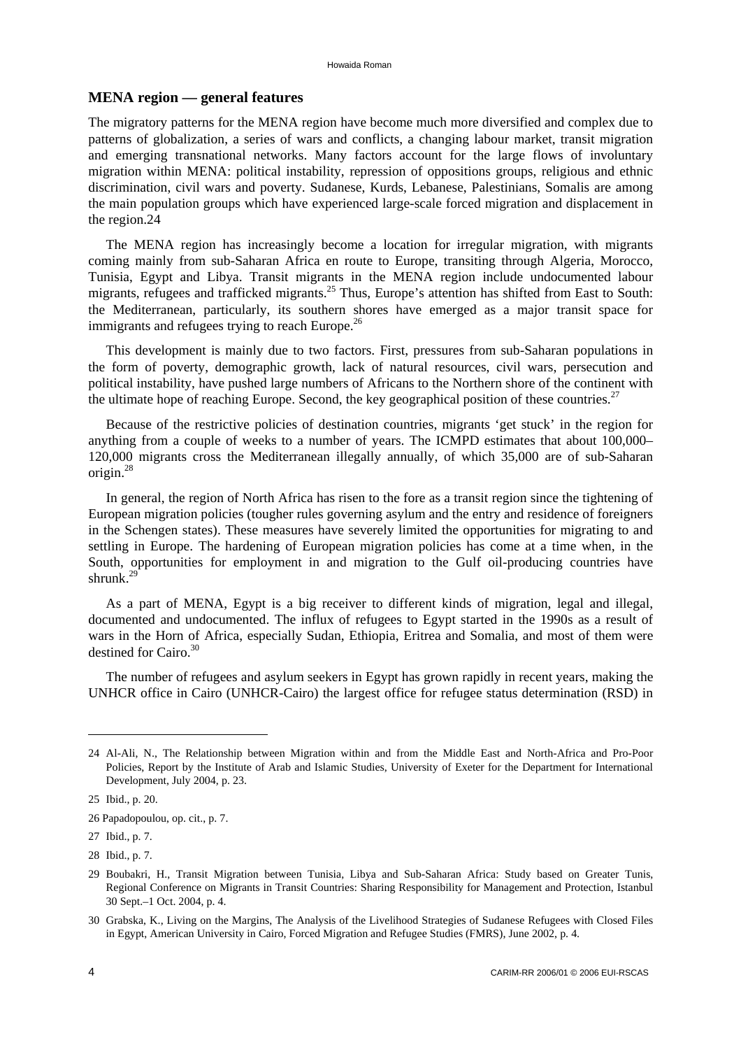## MENA region — general features

The migratory patterns for the MENA region have become much more diversified and complex due to patterns of globalization, a series of wars and conflicts, a changing labour market, transit migration and emerging transnational networks. Many factors account for the large flows of involuntary migration within MENA: political instability, repression of oppositions groups, religious and ethnic discrimination, civil wars and poverty. Sudanese, Kurds, Lebanese, Palestinians, Somalis are among the main population groups which have experienced large-scale forced migration and displacement in the region.24

The MENA region has increasingly become a location for irregular migration, with migrants coming mainly from sub-Saharan Africa en route to Europe, transiting through Algeria, Morocco, Tunisia, Egypt and Libya. Transit migrants in the MENA region include undocumented labour migrants, refugees and trafficked migrants.[25] Thus, Europe's attention has shifted from East to South: the Mediterranean, particularly, its southern shores have emerged as a major transit space for immigrants and refugees trying to reach Europe.[26]

This development is mainly due to two factors. First, pressures from sub-Saharan populations in the form of poverty, demographic growth, lack of natural resources, civil wars, persecution and political instability, have pushed large numbers of Africans to the Northern shore of the continent with the ultimate hope of reaching Europe. Second, the key geographical position of these countries.[27]

Because of the restrictive policies of destination countries, migrants 'get stuck' in the region for anything from a couple of weeks to a number of years. The ICMPD estimates that about 100,000–120,000 migrants cross the Mediterranean illegally annually, of which 35,000 are of sub-Saharan origin.[28]

In general, the region of North Africa has risen to the fore as a transit region since the tightening of European migration policies (tougher rules governing asylum and the entry and residence of foreigners in the Schengen states). These measures have severely limited the opportunities for migrating to and settling in Europe. The hardening of European migration policies has come at a time when, in the South, opportunities for employment in and migration to the Gulf oil-producing countries have shrunk.[29]

As a part of MENA, Egypt is a big receiver to different kinds of migration, legal and illegal, documented and undocumented. The influx of refugees to Egypt started in the 1990s as a result of wars in the Horn of Africa, especially Sudan, Ethiopia, Eritrea and Somalia, and most of them were destined for Cairo.[30]

The number of refugees and asylum seekers in Egypt has grown rapidly in recent years, making the UNHCR office in Cairo (UNHCR-Cairo) the largest office for refugee status determination (RSD) in

---

24 Al-Ali, N., The Relationship between Migration within and from the Middle East and North-Africa and Pro-Poor Policies, Report by the Institute of Arab and Islamic Studies, University of Exeter for the Department for International Development, July 2004, p. 23.

25 Ibid., p. 20.

26 Papadopoulou, op. cit., p. 7.

27 Ibid., p. 7.

28 Ibid., p. 7.

29 Boubakri, H., Transit Migration between Tunisia, Libya and Sub-Saharan Africa: Study based on Greater Tunis, Regional Conference on Migrants in Transit Countries: Sharing Responsibility for Management and Protection, Istanbul 30 Sept.–1 Oct. 2004, p. 4.

30 Grabska, K., Living on the Margins, The Analysis of the Livelihood Strategies of Sudanese Refugees with Closed Files in Egypt, American University in Cairo, Forced Migration and Refugee Studies (FMRS), June 2002, p. 4.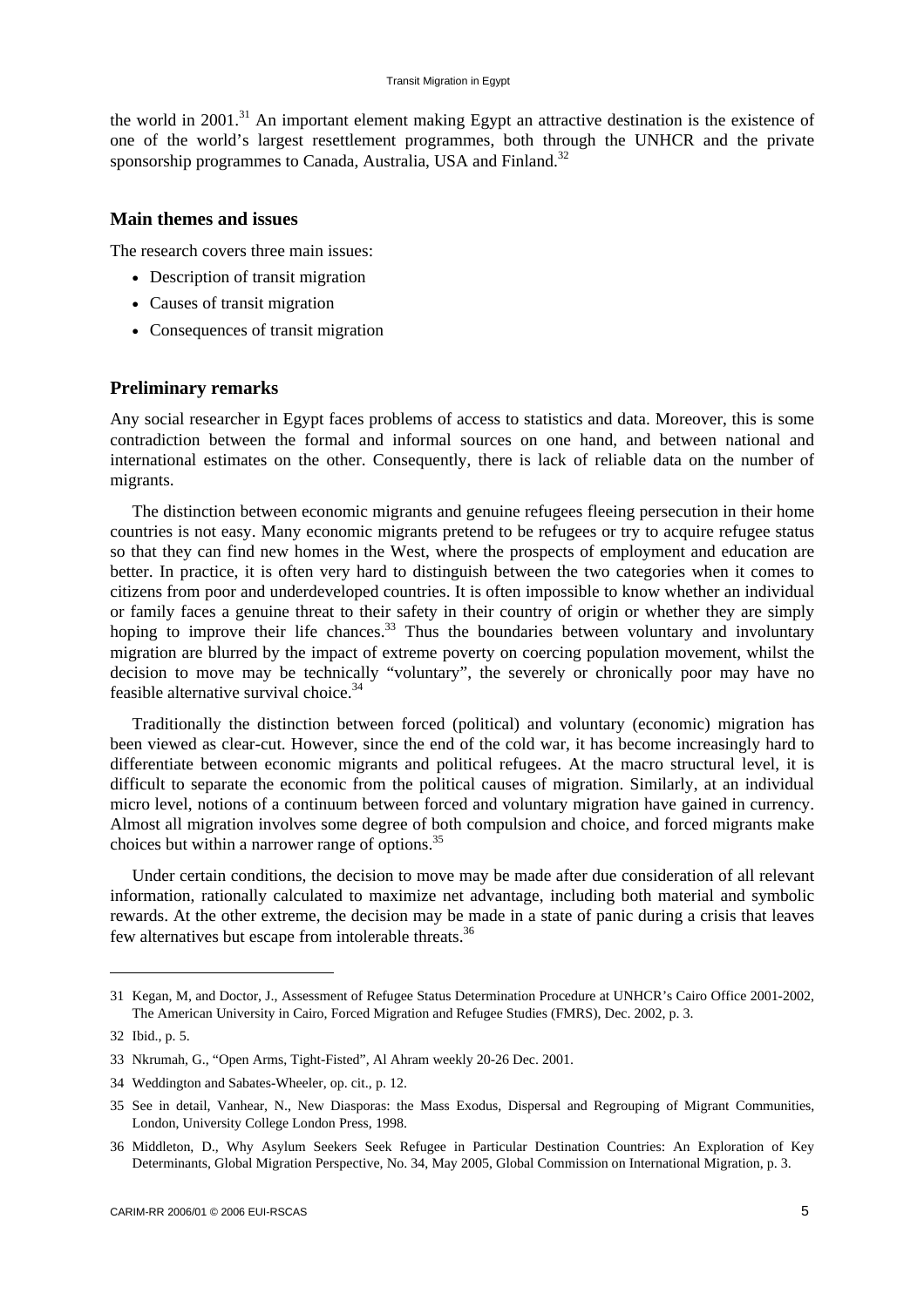the world in 2001.[31] An important element making Egypt an attractive destination is the existence of one of the world's largest resettlement programmes, both through the UNHCR and the private sponsorship programmes to Canada, Australia, USA and Finland.[32]

### Main themes and issues

The research covers three main issues:

- Description of transit migration
- Causes of transit migration
- Consequences of transit migration

### Preliminary remarks

Any social researcher in Egypt faces problems of access to statistics and data. Moreover, this is some contradiction between the formal and informal sources on one hand, and between national and international estimates on the other. Consequently, there is lack of reliable data on the number of migrants.

The distinction between economic migrants and genuine refugees fleeing persecution in their home countries is not easy. Many economic migrants pretend to be refugees or try to acquire refugee status so that they can find new homes in the West, where the prospects of employment and education are better. In practice, it is often very hard to distinguish between the two categories when it comes to citizens from poor and underdeveloped countries. It is often impossible to know whether an individual or family faces a genuine threat to their safety in their country of origin or whether they are simply hoping to improve their life chances.[33] Thus the boundaries between voluntary and involuntary migration are blurred by the impact of extreme poverty on coercing population movement, whilst the decision to move may be technically "voluntary", the severely or chronically poor may have no feasible alternative survival choice.[34]

Traditionally the distinction between forced (political) and voluntary (economic) migration has been viewed as clear-cut. However, since the end of the cold war, it has become increasingly hard to differentiate between economic migrants and political refugees. At the macro structural level, it is difficult to separate the economic from the political causes of migration. Similarly, at an individual micro level, notions of a continuum between forced and voluntary migration have gained in currency. Almost all migration involves some degree of both compulsion and choice, and forced migrants make choices but within a narrower range of options.[35]

Under certain conditions, the decision to move may be made after due consideration of all relevant information, rationally calculated to maximize net advantage, including both material and symbolic rewards. At the other extreme, the decision may be made in a state of panic during a crisis that leaves few alternatives but escape from intolerable threats.[36]

---

31 Kegan, M, and Doctor, J., Assessment of Refugee Status Determination Procedure at UNHCR's Cairo Office 2001-2002, The American University in Cairo, Forced Migration and Refugee Studies (FMRS), Dec. 2002, p. 3.

32 Ibid., p. 5.

33 Nkrumah, G., "Open Arms, Tight-Fisted", Al Ahram weekly 20-26 Dec. 2001.

34 Weddington and Sabates-Wheeler, op. cit., p. 12.

35 See in detail, Vanhear, N., New Diasporas: the Mass Exodus, Dispersal and Regrouping of Migrant Communities, London, University College London Press, 1998.

36 Middleton, D., Why Asylum Seekers Seek Refugee in Particular Destination Countries: An Exploration of Key Determinants, Global Migration Perspective, No. 34, May 2005, Global Commission on International Migration, p. 3.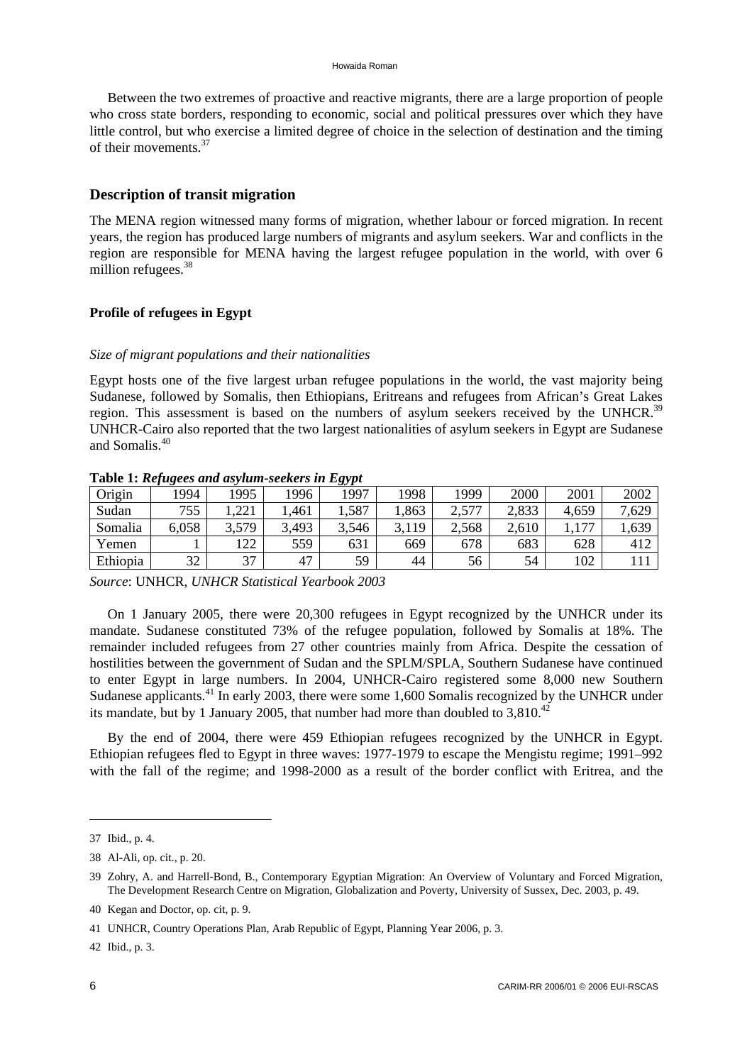Between the two extremes of proactive and reactive migrants, there are a large proportion of people who cross state borders, responding to economic, social and political pressures over which they have little control, but who exercise a limited degree of choice in the selection of destination and the timing of their movements.[37]

## Description of transit migration

The MENA region witnessed many forms of migration, whether labour or forced migration. In recent years, the region has produced large numbers of migrants and asylum seekers. War and conflicts in the region are responsible for MENA having the largest refugee population in the world, with over 6 million refugees.[38]

### Profile of refugees in Egypt

*Size of migrant populations and their nationalities*

Egypt hosts one of the five largest urban refugee populations in the world, the vast majority being Sudanese, followed by Somalis, then Ethiopians, Eritreans and refugees from African's Great Lakes region. This assessment is based on the numbers of asylum seekers received by the UNHCR.[39] UNHCR-Cairo also reported that the two largest nationalities of asylum seekers in Egypt are Sudanese and Somalis.[40]

**Table 1:** ***Refugees and asylum-seekers in Egypt***

| Origin | 1994 | 1995 | 1996 | 1997 | 1998 | 1999 | 2000 | 2001 | 2002 |
|---|---|---|---|---|---|---|---|---|---|
| Sudan | 755 | 1,221 | 1,461 | 1,587 | 1,863 | 2,577 | 2,833 | 4,659 | 7,629 |
| Somalia | 6,058 | 3,579 | 3,493 | 3,546 | 3,119 | 2,568 | 2,610 | 1,177 | 1,639 |
| Yemen | 1 | 122 | 559 | 631 | 669 | 678 | 683 | 628 | 412 |
| Ethiopia | 32 | 37 | 47 | 59 | 44 | 56 | 54 | 102 | 111 |

*Source*: UNHCR, *UNHCR Statistical Yearbook 2003*

On 1 January 2005, there were 20,300 refugees in Egypt recognized by the UNHCR under its mandate. Sudanese constituted 73% of the refugee population, followed by Somalis at 18%. The remainder included refugees from 27 other countries mainly from Africa. Despite the cessation of hostilities between the government of Sudan and the SPLM/SPLA, Southern Sudanese have continued to enter Egypt in large numbers. In 2004, UNHCR-Cairo registered some 8,000 new Southern Sudanese applicants.[41] In early 2003, there were some 1,600 Somalis recognized by the UNHCR under its mandate, but by 1 January 2005, that number had more than doubled to 3,810.[42]

By the end of 2004, there were 459 Ethiopian refugees recognized by the UNHCR in Egypt. Ethiopian refugees fled to Egypt in three waves: 1977-1979 to escape the Mengistu regime; 1991–992 with the fall of the regime; and 1998-2000 as a result of the border conflict with Eritrea, and the

---

37 Ibid., p. 4.

38 Al-Ali, op. cit., p. 20.

39 Zohry, A. and Harrell-Bond, B., Contemporary Egyptian Migration: An Overview of Voluntary and Forced Migration, The Development Research Centre on Migration, Globalization and Poverty, University of Sussex, Dec. 2003, p. 49.

40 Kegan and Doctor, op. cit, p. 9.

41 UNHCR, Country Operations Plan, Arab Republic of Egypt, Planning Year 2006, p. 3.

42 Ibid., p. 3.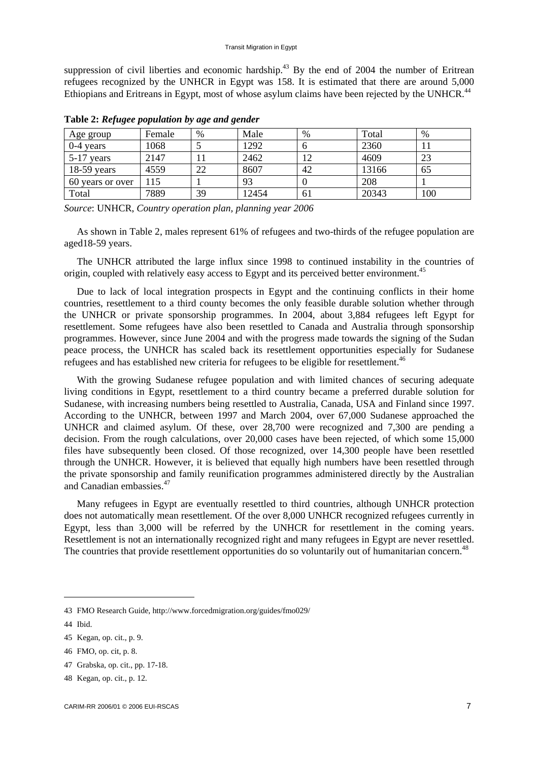suppression of civil liberties and economic hardship.[43] By the end of 2004 the number of Eritrean refugees recognized by the UNHCR in Egypt was 158. It is estimated that there are around 5,000 Ethiopians and Eritreans in Egypt, most of whose asylum claims have been rejected by the UNHCR.[44]

**Table 2:** ***Refugee population by age and gender***

| Age group | Female | % | Male | % | Total | % |
|---|---|---|---|---|---|---|
| 0-4 years | 1068 | 5 | 1292 | 6 | 2360 | 11 |
| 5-17 years | 2147 | 11 | 2462 | 12 | 4609 | 23 |
| 18-59 years | 4559 | 22 | 8607 | 42 | 13166 | 65 |
| 60 years or over | 115 | 1 | 93 | 0 | 208 | 1 |
| Total | 7889 | 39 | 12454 | 61 | 20343 | 100 |

*Source*: UNHCR, *Country operation plan, planning year 2006*

As shown in Table 2, males represent 61% of refugees and two-thirds of the refugee population are aged18-59 years.

The UNHCR attributed the large influx since 1998 to continued instability in the countries of origin, coupled with relatively easy access to Egypt and its perceived better environment.[45]

Due to lack of local integration prospects in Egypt and the continuing conflicts in their home countries, resettlement to a third county becomes the only feasible durable solution whether through the UNHCR or private sponsorship programmes. In 2004, about 3,884 refugees left Egypt for resettlement. Some refugees have also been resettled to Canada and Australia through sponsorship programmes. However, since June 2004 and with the progress made towards the signing of the Sudan peace process, the UNHCR has scaled back its resettlement opportunities especially for Sudanese refugees and has established new criteria for refugees to be eligible for resettlement.[46]

With the growing Sudanese refugee population and with limited chances of securing adequate living conditions in Egypt, resettlement to a third country became a preferred durable solution for Sudanese, with increasing numbers being resettled to Australia, Canada, USA and Finland since 1997. According to the UNHCR, between 1997 and March 2004, over 67,000 Sudanese approached the UNHCR and claimed asylum. Of these, over 28,700 were recognized and 7,300 are pending a decision. From the rough calculations, over 20,000 cases have been rejected, of which some 15,000 files have subsequently been closed. Of those recognized, over 14,300 people have been resettled through the UNHCR. However, it is believed that equally high numbers have been resettled through the private sponsorship and family reunification programmes administered directly by the Australian and Canadian embassies.[47]

Many refugees in Egypt are eventually resettled to third countries, although UNHCR protection does not automatically mean resettlement. Of the over 8,000 UNHCR recognized refugees currently in Egypt, less than 3,000 will be referred by the UNHCR for resettlement in the coming years. Resettlement is not an internationally recognized right and many refugees in Egypt are never resettled. The countries that provide resettlement opportunities do so voluntarily out of humanitarian concern.[48]

---

43 FMO Research Guide, http://www.forcedmigration.org/guides/fmo029/

44 Ibid.

45 Kegan, op. cit., p. 9.

46 FMO, op. cit, p. 8.

47 Grabska, op. cit., pp. 17-18.

48 Kegan, op. cit., p. 12.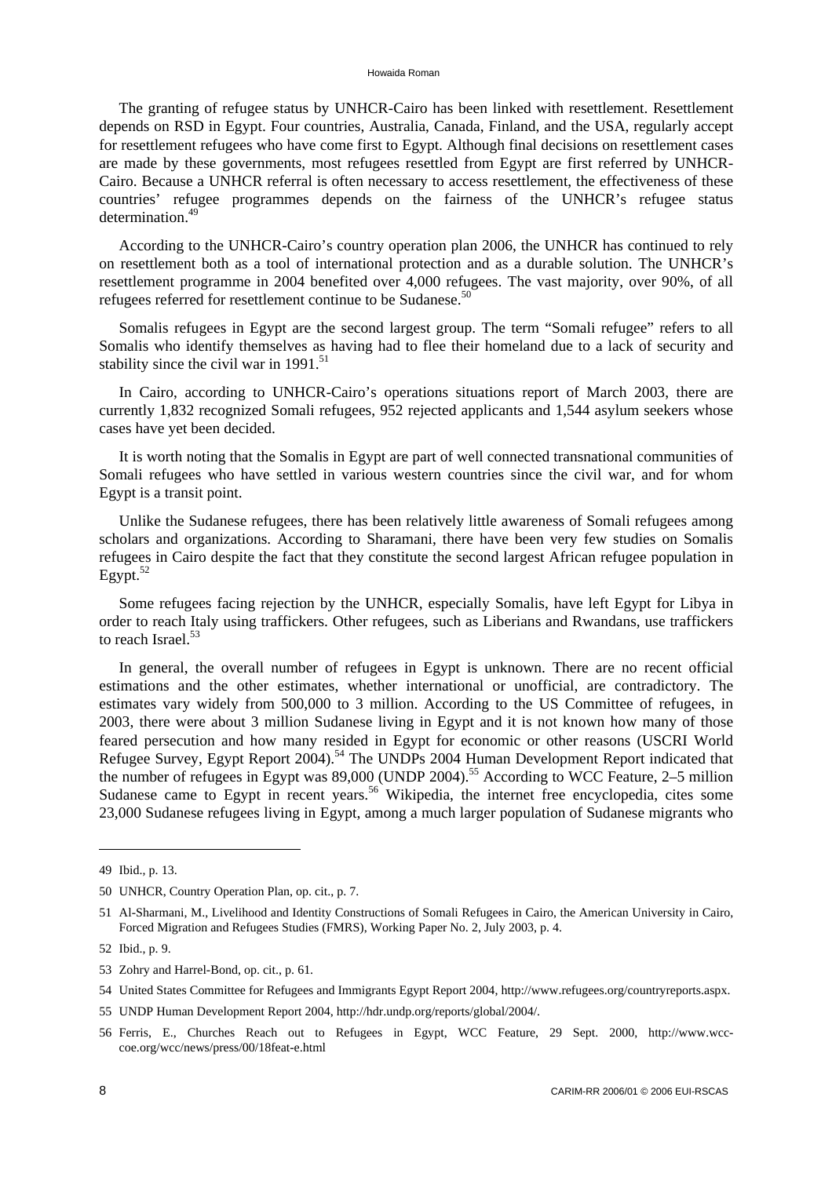The granting of refugee status by UNHCR-Cairo has been linked with resettlement. Resettlement depends on RSD in Egypt. Four countries, Australia, Canada, Finland, and the USA, regularly accept for resettlement refugees who have come first to Egypt. Although final decisions on resettlement cases are made by these governments, most refugees resettled from Egypt are first referred by UNHCR-Cairo. Because a UNHCR referral is often necessary to access resettlement, the effectiveness of these countries' refugee programmes depends on the fairness of the UNHCR's refugee status determination.[49]

According to the UNHCR-Cairo's country operation plan 2006, the UNHCR has continued to rely on resettlement both as a tool of international protection and as a durable solution. The UNHCR's resettlement programme in 2004 benefited over 4,000 refugees. The vast majority, over 90%, of all refugees referred for resettlement continue to be Sudanese.[50]

Somalis refugees in Egypt are the second largest group. The term "Somali refugee" refers to all Somalis who identify themselves as having had to flee their homeland due to a lack of security and stability since the civil war in 1991.[51]

In Cairo, according to UNHCR-Cairo's operations situations report of March 2003, there are currently 1,832 recognized Somali refugees, 952 rejected applicants and 1,544 asylum seekers whose cases have yet been decided.

It is worth noting that the Somalis in Egypt are part of well connected transnational communities of Somali refugees who have settled in various western countries since the civil war, and for whom Egypt is a transit point.

Unlike the Sudanese refugees, there has been relatively little awareness of Somali refugees among scholars and organizations. According to Sharamani, there have been very few studies on Somalis refugees in Cairo despite the fact that they constitute the second largest African refugee population in Egypt.[52]

Some refugees facing rejection by the UNHCR, especially Somalis, have left Egypt for Libya in order to reach Italy using traffickers. Other refugees, such as Liberians and Rwandans, use traffickers to reach Israel.[53]

In general, the overall number of refugees in Egypt is unknown. There are no recent official estimations and the other estimates, whether international or unofficial, are contradictory. The estimates vary widely from 500,000 to 3 million. According to the US Committee of refugees, in 2003, there were about 3 million Sudanese living in Egypt and it is not known how many of those feared persecution and how many resided in Egypt for economic or other reasons (USCRI World Refugee Survey, Egypt Report 2004).[54] The UNDPs 2004 Human Development Report indicated that the number of refugees in Egypt was 89,000 (UNDP 2004).[55] According to WCC Feature, 2–5 million Sudanese came to Egypt in recent years.[56] Wikipedia, the internet free encyclopedia, cites some 23,000 Sudanese refugees living in Egypt, among a much larger population of Sudanese migrants who

---

49 Ibid., p. 13.

50 UNHCR, Country Operation Plan, op. cit., p. 7.

51 Al-Sharmani, M., Livelihood and Identity Constructions of Somali Refugees in Cairo, the American University in Cairo, Forced Migration and Refugees Studies (FMRS), Working Paper No. 2, July 2003, p. 4.

52 Ibid., p. 9.

53 Zohry and Harrel-Bond, op. cit., p. 61.

54 United States Committee for Refugees and Immigrants Egypt Report 2004, http://www.refugees.org/countryreports.aspx.

55 UNDP Human Development Report 2004, http://hdr.undp.org/reports/global/2004/.

56 Ferris, E., Churches Reach out to Refugees in Egypt, WCC Feature, 29 Sept. 2000, http://www.wcc-coe.org/wcc/news/press/00/18feat-e.html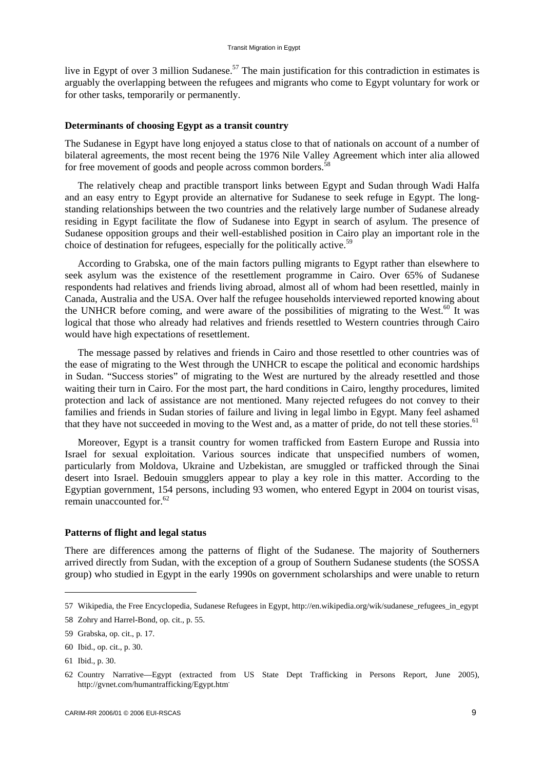live in Egypt of over 3 million Sudanese.[57] The main justification for this contradiction in estimates is arguably the overlapping between the refugees and migrants who come to Egypt voluntary for work or for other tasks, temporarily or permanently.

**Determinants of choosing Egypt as a transit country**

The Sudanese in Egypt have long enjoyed a status close to that of nationals on account of a number of bilateral agreements, the most recent being the 1976 Nile Valley Agreement which inter alia allowed for free movement of goods and people across common borders.[58]

The relatively cheap and practible transport links between Egypt and Sudan through Wadi Halfa and an easy entry to Egypt provide an alternative for Sudanese to seek refuge in Egypt. The long-standing relationships between the two countries and the relatively large number of Sudanese already residing in Egypt facilitate the flow of Sudanese into Egypt in search of asylum. The presence of Sudanese opposition groups and their well-established position in Cairo play an important role in the choice of destination for refugees, especially for the politically active.[59]

According to Grabska, one of the main factors pulling migrants to Egypt rather than elsewhere to seek asylum was the existence of the resettlement programme in Cairo. Over 65% of Sudanese respondents had relatives and friends living abroad, almost all of whom had been resettled, mainly in Canada, Australia and the USA. Over half the refugee households interviewed reported knowing about the UNHCR before coming, and were aware of the possibilities of migrating to the West.[60] It was logical that those who already had relatives and friends resettled to Western countries through Cairo would have high expectations of resettlement.

The message passed by relatives and friends in Cairo and those resettled to other countries was of the ease of migrating to the West through the UNHCR to escape the political and economic hardships in Sudan. "Success stories" of migrating to the West are nurtured by the already resettled and those waiting their turn in Cairo. For the most part, the hard conditions in Cairo, lengthy procedures, limited protection and lack of assistance are not mentioned. Many rejected refugees do not convey to their families and friends in Sudan stories of failure and living in legal limbo in Egypt. Many feel ashamed that they have not succeeded in moving to the West and, as a matter of pride, do not tell these stories.[61]

Moreover, Egypt is a transit country for women trafficked from Eastern Europe and Russia into Israel for sexual exploitation. Various sources indicate that unspecified numbers of women, particularly from Moldova, Ukraine and Uzbekistan, are smuggled or trafficked through the Sinai desert into Israel. Bedouin smugglers appear to play a key role in this matter. According to the Egyptian government, 154 persons, including 93 women, who entered Egypt in 2004 on tourist visas, remain unaccounted for.[62]

**Patterns of flight and legal status**

There are differences among the patterns of flight of the Sudanese. The majority of Southerners arrived directly from Sudan, with the exception of a group of Southern Sudanese students (the SOSSA group) who studied in Egypt in the early 1990s on government scholarships and were unable to return

---

57 Wikipedia, the Free Encyclopedia, Sudanese Refugees in Egypt, http://en.wikipedia.org/wik/sudanese_refugees_in_egypt

58 Zohry and Harrel-Bond, op. cit., p. 55.

59 Grabska, op. cit., p. 17.

60 Ibid., op. cit., p. 30.

61 Ibid., p. 30.

62 Country Narrative—Egypt (extracted from US State Dept Trafficking in Persons Report, June 2005), http://gvnet.com/humantrafficking/Egypt.htm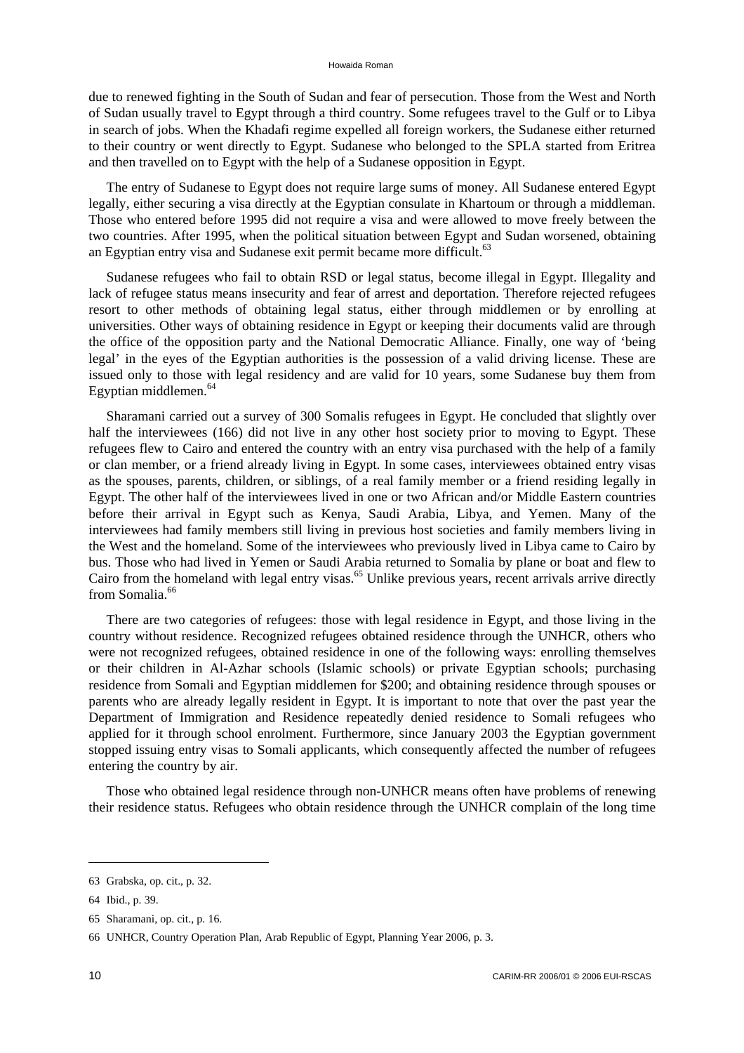due to renewed fighting in the South of Sudan and fear of persecution. Those from the West and North of Sudan usually travel to Egypt through a third country. Some refugees travel to the Gulf or to Libya in search of jobs. When the Khadafi regime expelled all foreign workers, the Sudanese either returned to their country or went directly to Egypt. Sudanese who belonged to the SPLA started from Eritrea and then travelled on to Egypt with the help of a Sudanese opposition in Egypt.

The entry of Sudanese to Egypt does not require large sums of money. All Sudanese entered Egypt legally, either securing a visa directly at the Egyptian consulate in Khartoum or through a middleman. Those who entered before 1995 did not require a visa and were allowed to move freely between the two countries. After 1995, when the political situation between Egypt and Sudan worsened, obtaining an Egyptian entry visa and Sudanese exit permit became more difficult.[63]

Sudanese refugees who fail to obtain RSD or legal status, become illegal in Egypt. Illegality and lack of refugee status means insecurity and fear of arrest and deportation. Therefore rejected refugees resort to other methods of obtaining legal status, either through middlemen or by enrolling at universities. Other ways of obtaining residence in Egypt or keeping their documents valid are through the office of the opposition party and the National Democratic Alliance. Finally, one way of 'being legal' in the eyes of the Egyptian authorities is the possession of a valid driving license. These are issued only to those with legal residency and are valid for 10 years, some Sudanese buy them from Egyptian middlemen.[64]

Sharamani carried out a survey of 300 Somalis refugees in Egypt. He concluded that slightly over half the interviewees (166) did not live in any other host society prior to moving to Egypt. These refugees flew to Cairo and entered the country with an entry visa purchased with the help of a family or clan member, or a friend already living in Egypt. In some cases, interviewees obtained entry visas as the spouses, parents, children, or siblings, of a real family member or a friend residing legally in Egypt. The other half of the interviewees lived in one or two African and/or Middle Eastern countries before their arrival in Egypt such as Kenya, Saudi Arabia, Libya, and Yemen. Many of the interviewees had family members still living in previous host societies and family members living in the West and the homeland. Some of the interviewees who previously lived in Libya came to Cairo by bus. Those who had lived in Yemen or Saudi Arabia returned to Somalia by plane or boat and flew to Cairo from the homeland with legal entry visas.[65] Unlike previous years, recent arrivals arrive directly from Somalia.[66]

There are two categories of refugees: those with legal residence in Egypt, and those living in the country without residence. Recognized refugees obtained residence through the UNHCR, others who were not recognized refugees, obtained residence in one of the following ways: enrolling themselves or their children in Al-Azhar schools (Islamic schools) or private Egyptian schools; purchasing residence from Somali and Egyptian middlemen for \$200; and obtaining residence through spouses or parents who are already legally resident in Egypt. It is important to note that over the past year the Department of Immigration and Residence repeatedly denied residence to Somali refugees who applied for it through school enrolment. Furthermore, since January 2003 the Egyptian government stopped issuing entry visas to Somali applicants, which consequently affected the number of refugees entering the country by air.

Those who obtained legal residence through non-UNHCR means often have problems of renewing their residence status. Refugees who obtain residence through the UNHCR complain of the long time

---

63 Grabska, op. cit., p. 32.

64 Ibid., p. 39.

65 Sharamani, op. cit., p. 16.

66 UNHCR, Country Operation Plan, Arab Republic of Egypt, Planning Year 2006, p. 3.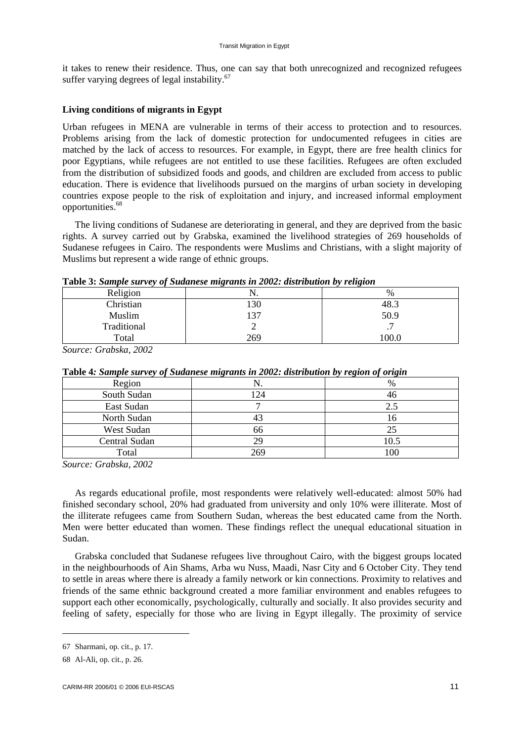it takes to renew their residence. Thus, one can say that both unrecognized and recognized refugees suffer varying degrees of legal instability.[67]

**Living conditions of migrants in Egypt**

Urban refugees in MENA are vulnerable in terms of their access to protection and to resources. Problems arising from the lack of domestic protection for undocumented refugees in cities are matched by the lack of access to resources. For example, in Egypt, there are free health clinics for poor Egyptians, while refugees are not entitled to use these facilities. Refugees are often excluded from the distribution of subsidized foods and goods, and children are excluded from access to public education. There is evidence that livelihoods pursued on the margins of urban society in developing countries expose people to the risk of exploitation and injury, and increased informal employment opportunities.[68]

The living conditions of Sudanese are deteriorating in general, and they are deprived from the basic rights. A survey carried out by Grabska, examined the livelihood strategies of 269 households of Sudanese refugees in Cairo. The respondents were Muslims and Christians, with a slight majority of Muslims but represent a wide range of ethnic groups.

**Table 3:** ***Sample survey of Sudanese migrants in 2002: distribution by religion***

| Religion | N. | % |
|---|---|---|
| Christian | 130 | 48.3 |
| Muslim | 137 | 50.9 |
| Traditional | 2 | .7 |
| Total | 269 | 100.0 |

*Source: Grabska, 2002*

**Table 4*: Sample survey of Sudanese migrants in 2002: distribution by region of origin***

| Region | N. | % |
|---|---|---|
| South Sudan | 124 | 46 |
| East Sudan | 7 | 2.5 |
| North Sudan | 43 | 16 |
| West Sudan | 66 | 25 |
| Central Sudan | 29 | 10.5 |
| Total | 269 | 100 |

*Source: Grabska, 2002*

As regards educational profile, most respondents were relatively well-educated: almost 50% had finished secondary school, 20% had graduated from university and only 10% were illiterate. Most of the illiterate refugees came from Southern Sudan, whereas the best educated came from the North. Men were better educated than women. These findings reflect the unequal educational situation in Sudan.

Grabska concluded that Sudanese refugees live throughout Cairo, with the biggest groups located in the neighbourhoods of Ain Shams, Arba wu Nuss, Maadi, Nasr City and 6 October City. They tend to settle in areas where there is already a family network or kin connections. Proximity to relatives and friends of the same ethnic background created a more familiar environment and enables refugees to support each other economically, psychologically, culturally and socially. It also provides security and feeling of safety, especially for those who are living in Egypt illegally. The proximity of service

67 Sharmani, op. cit., p. 17.

68 Al-Ali, op. cit., p. 26.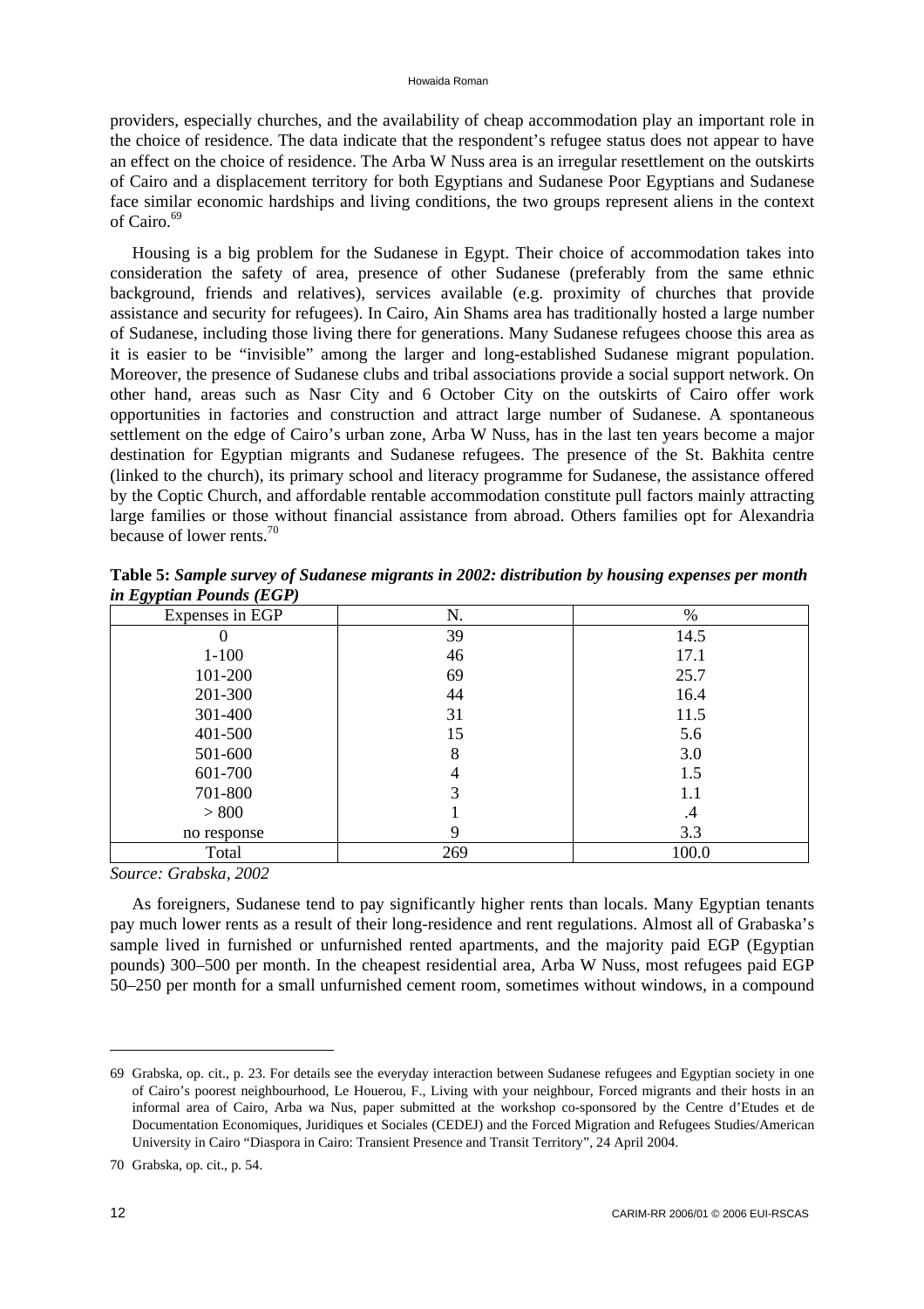providers, especially churches, and the availability of cheap accommodation play an important role in the choice of residence. The data indicate that the respondent's refugee status does not appear to have an effect on the choice of residence. The Arba W Nuss area is an irregular resettlement on the outskirts of Cairo and a displacement territory for both Egyptians and Sudanese Poor Egyptians and Sudanese face similar economic hardships and living conditions, the two groups represent aliens in the context of Cairo.[69]

Housing is a big problem for the Sudanese in Egypt. Their choice of accommodation takes into consideration the safety of area, presence of other Sudanese (preferably from the same ethnic background, friends and relatives), services available (e.g. proximity of churches that provide assistance and security for refugees). In Cairo, Ain Shams area has traditionally hosted a large number of Sudanese, including those living there for generations. Many Sudanese refugees choose this area as it is easier to be "invisible" among the larger and long-established Sudanese migrant population. Moreover, the presence of Sudanese clubs and tribal associations provide a social support network. On other hand, areas such as Nasr City and 6 October City on the outskirts of Cairo offer work opportunities in factories and construction and attract large number of Sudanese. A spontaneous settlement on the edge of Cairo's urban zone, Arba W Nuss, has in the last ten years become a major destination for Egyptian migrants and Sudanese refugees. The presence of the St. Bakhita centre (linked to the church), its primary school and literacy programme for Sudanese, the assistance offered by the Coptic Church, and affordable rentable accommodation constitute pull factors mainly attracting large families or those without financial assistance from abroad. Others families opt for Alexandria because of lower rents.[70]

**Table 5:** ***Sample survey of Sudanese migrants in 2002: distribution by housing expenses per month in Egyptian Pounds (EGP)***

| Expenses in EGP | N. | % |
|---|---|---|
| 0 | 39 | 14.5 |
| 1-100 | 46 | 17.1 |
| 101-200 | 69 | 25.7 |
| 201-300 | 44 | 16.4 |
| 301-400 | 31 | 11.5 |
| 401-500 | 15 | 5.6 |
| 501-600 | 8 | 3.0 |
| 601-700 | 4 | 1.5 |
| 701-800 | 3 | 1.1 |
| > 800 | 1 | .4 |
| no response | 9 | 3.3 |
| Total | 269 | 100.0 |

*Source: Grabska, 2002*

As foreigners, Sudanese tend to pay significantly higher rents than locals. Many Egyptian tenants pay much lower rents as a result of their long-residence and rent regulations. Almost all of Grabaska's sample lived in furnished or unfurnished rented apartments, and the majority paid EGP (Egyptian pounds) 300–500 per month. In the cheapest residential area, Arba W Nuss, most refugees paid EGP 50–250 per month for a small unfurnished cement room, sometimes without windows, in a compound

---

69 Grabska, op. cit., p. 23. For details see the everyday interaction between Sudanese refugees and Egyptian society in one of Cairo's poorest neighbourhood, Le Houerou, F., Living with your neighbour, Forced migrants and their hosts in an informal area of Cairo, Arba wa Nus, paper submitted at the workshop co-sponsored by the Centre d'Etudes et de Documentation Economiques, Juridiques et Sociales (CEDEJ) and the Forced Migration and Refugees Studies/American University in Cairo "Diaspora in Cairo: Transient Presence and Transit Territory", 24 April 2004.

70 Grabska, op. cit., p. 54.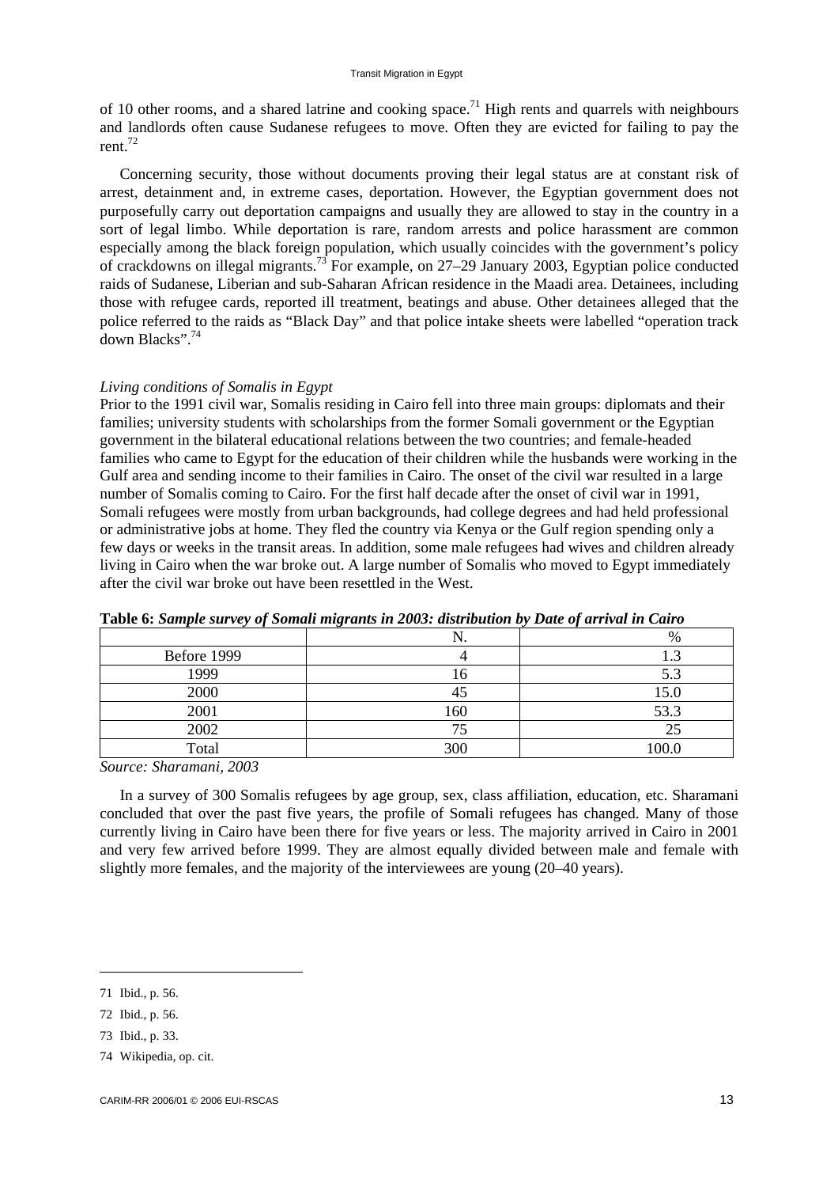of 10 other rooms, and a shared latrine and cooking space.[71] High rents and quarrels with neighbours and landlords often cause Sudanese refugees to move. Often they are evicted for failing to pay the rent.[72]

Concerning security, those without documents proving their legal status are at constant risk of arrest, detainment and, in extreme cases, deportation. However, the Egyptian government does not purposefully carry out deportation campaigns and usually they are allowed to stay in the country in a sort of legal limbo. While deportation is rare, random arrests and police harassment are common especially among the black foreign population, which usually coincides with the government's policy of crackdowns on illegal migrants.[73] For example, on 27–29 January 2003, Egyptian police conducted raids of Sudanese, Liberian and sub-Saharan African residence in the Maadi area. Detainees, including those with refugee cards, reported ill treatment, beatings and abuse. Other detainees alleged that the police referred to the raids as "Black Day" and that police intake sheets were labelled "operation track down Blacks".[74]

*Living conditions of Somalis in Egypt*

Prior to the 1991 civil war, Somalis residing in Cairo fell into three main groups: diplomats and their families; university students with scholarships from the former Somali government or the Egyptian government in the bilateral educational relations between the two countries; and female-headed families who came to Egypt for the education of their children while the husbands were working in the Gulf area and sending income to their families in Cairo. The onset of the civil war resulted in a large number of Somalis coming to Cairo. For the first half decade after the onset of civil war in 1991, Somali refugees were mostly from urban backgrounds, had college degrees and had held professional or administrative jobs at home. They fled the country via Kenya or the Gulf region spending only a few days or weeks in the transit areas. In addition, some male refugees had wives and children already living in Cairo when the war broke out. A large number of Somalis who moved to Egypt immediately after the civil war broke out have been resettled in the West.

**Table 6:** ***Sample survey of Somali migrants in 2003: distribution by Date of arrival in Cairo***

| | N. | % |
|---|---|---|
| Before 1999 | 4 | 1.3 |
| 1999 | 16 | 5.3 |
| 2000 | 45 | 15.0 |
| 2001 | 160 | 53.3 |
| 2002 | 75 | 25 |
| Total | 300 | 100.0 |

*Source: Sharamani, 2003*

In a survey of 300 Somalis refugees by age group, sex, class affiliation, education, etc. Sharamani concluded that over the past five years, the profile of Somali refugees has changed. Many of those currently living in Cairo have been there for five years or less. The majority arrived in Cairo in 2001 and very few arrived before 1999. They are almost equally divided between male and female with slightly more females, and the majority of the interviewees are young (20–40 years).

---

71 Ibid., p. 56.

72 Ibid., p. 56.

73 Ibid., p. 33.

74 Wikipedia, op. cit.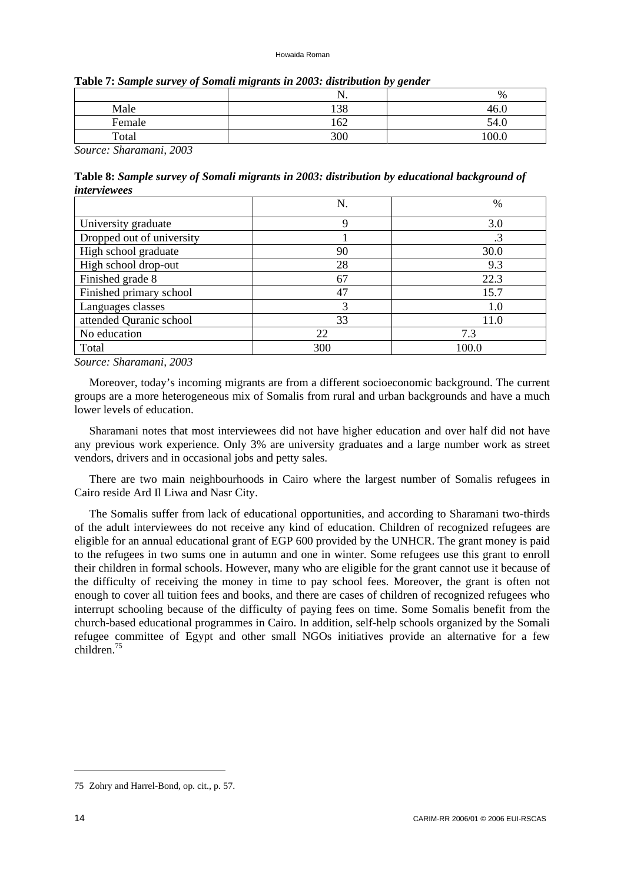**Table 7:** *Sample survey of Somali migrants in 2003: distribution by gender*

| | N. | % |
|---|---|---|
| Male | 138 | 46.0 |
| Female | 162 | 54.0 |
| Total | 300 | 100.0 |

*Source: Sharamani, 2003*

**Table 8:** *Sample survey of Somali migrants in 2003: distribution by educational background of interviewees*

| | N. | % |
|---|---|---|
| University graduate | 9 | 3.0 |
| Dropped out of university | 1 | .3 |
| High school graduate | 90 | 30.0 |
| High school drop-out | 28 | 9.3 |
| Finished grade 8 | 67 | 22.3 |
| Finished primary school | 47 | 15.7 |
| Languages classes | 3 | 1.0 |
| attended Quranic school | 33 | 11.0 |
| No education | 22 | 7.3 |
| Total | 300 | 100.0 |

*Source: Sharamani, 2003*

Moreover, today's incoming migrants are from a different socioeconomic background. The current groups are a more heterogeneous mix of Somalis from rural and urban backgrounds and have a much lower levels of education.

Sharamani notes that most interviewees did not have higher education and over half did not have any previous work experience. Only 3% are university graduates and a large number work as street vendors, drivers and in occasional jobs and petty sales.

There are two main neighbourhoods in Cairo where the largest number of Somalis refugees in Cairo reside Ard Il Liwa and Nasr City.

The Somalis suffer from lack of educational opportunities, and according to Sharamani two-thirds of the adult interviewees do not receive any kind of education. Children of recognized refugees are eligible for an annual educational grant of EGP 600 provided by the UNHCR. The grant money is paid to the refugees in two sums one in autumn and one in winter. Some refugees use this grant to enroll their children in formal schools. However, many who are eligible for the grant cannot use it because of the difficulty of receiving the money in time to pay school fees. Moreover, the grant is often not enough to cover all tuition fees and books, and there are cases of children of recognized refugees who interrupt schooling because of the difficulty of paying fees on time. Some Somalis benefit from the church-based educational programmes in Cairo. In addition, self-help schools organized by the Somali refugee committee of Egypt and other small NGOs initiatives provide an alternative for a few children.[75]

---

75 Zohry and Harrel-Bond, op. cit., p. 57.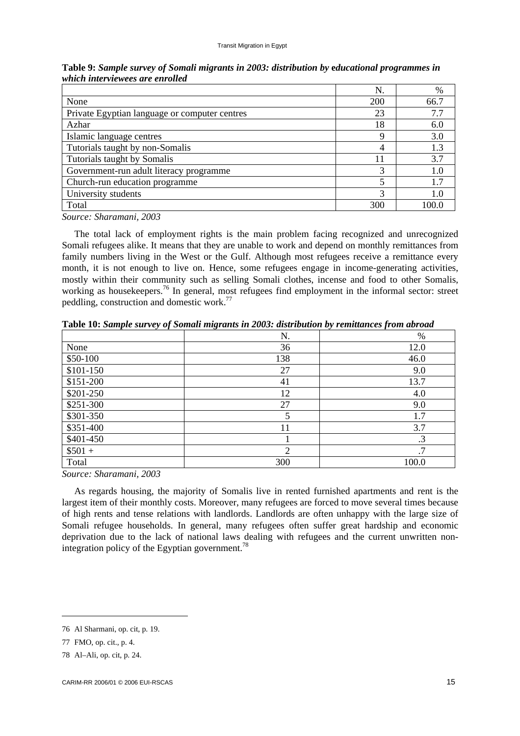**Table 9:** ***Sample survey of Somali migrants in 2003: distribution by educational programmes in which interviewees are enrolled***

| | N. | % |
|---|---|---|
| None | 200 | 66.7 |
| Private Egyptian language or computer centres | 23 | 7.7 |
| Azhar | 18 | 6.0 |
| Islamic language centres | 9 | 3.0 |
| Tutorials taught by non-Somalis | 4 | 1.3 |
| Tutorials taught by Somalis | 11 | 3.7 |
| Government-run adult literacy programme | 3 | 1.0 |
| Church-run education programme | 5 | 1.7 |
| University students | 3 | 1.0 |
| Total | 300 | 100.0 |

*Source: Sharamani, 2003*

The total lack of employment rights is the main problem facing recognized and unrecognized Somali refugees alike. It means that they are unable to work and depend on monthly remittances from family numbers living in the West or the Gulf. Although most refugees receive a remittance every month, it is not enough to live on. Hence, some refugees engage in income-generating activities, mostly within their community such as selling Somali clothes, incense and food to other Somalis, working as housekeepers.[76] In general, most refugees find employment in the informal sector: street peddling, construction and domestic work.[77]

**Table 10:** ***Sample survey of Somali migrants in 2003: distribution by remittances from abroad***

| | N. | % |
|---|---|---|
| None | 36 | 12.0 |
| $50-100 | 138 | 46.0 |
| $101-150 | 27 | 9.0 |
| $151-200 | 41 | 13.7 |
| $201-250 | 12 | 4.0 |
| $251-300 | 27 | 9.0 |
| $301-350 | 5 | 1.7 |
| $351-400 | 11 | 3.7 |
| $401-450 | 1 | .3 |
| $501 + | 2 | .7 |
| Total | 300 | 100.0 |

*Source: Sharamani, 2003*

As regards housing, the majority of Somalis live in rented furnished apartments and rent is the largest item of their monthly costs. Moreover, many refugees are forced to move several times because of high rents and tense relations with landlords. Landlords are often unhappy with the large size of Somali refugee households. In general, many refugees often suffer great hardship and economic deprivation due to the lack of national laws dealing with refugees and the current unwritten non-integration policy of the Egyptian government.[78]

---

76 Al Sharmani, op. cit, p. 19.

77 FMO, op. cit., p. 4.

78 Al–Ali, op. cit, p. 24.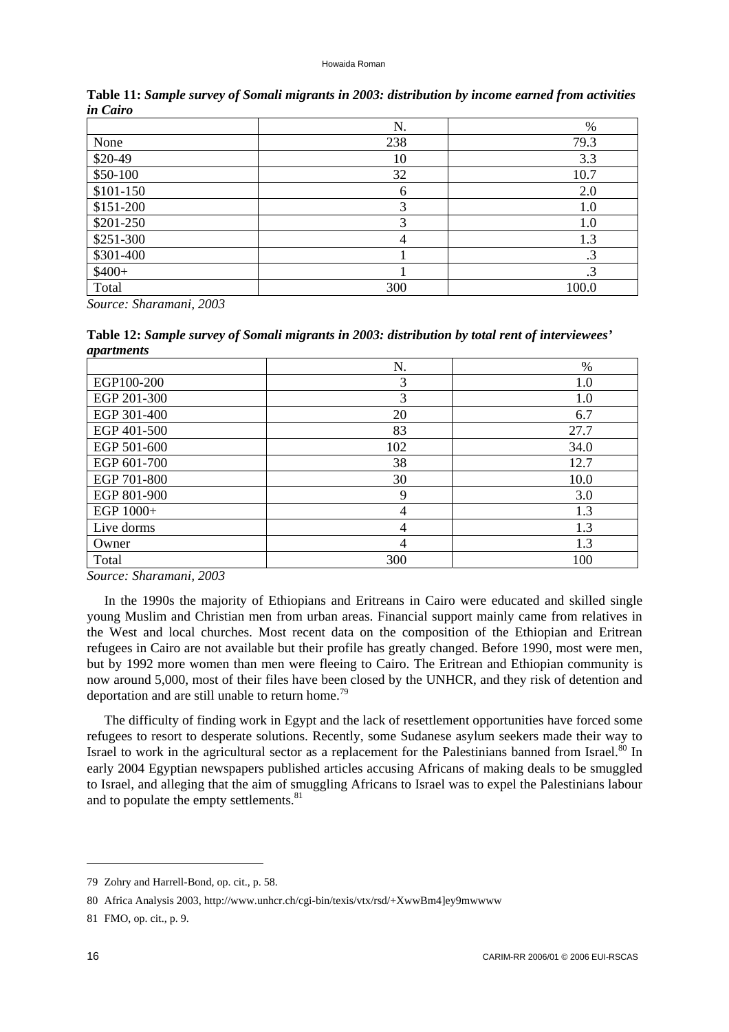**Table 11:** ***Sample survey of Somali migrants in 2003: distribution by income earned from activities in Cairo***

| | N. | % |
|---|---|---|
| None | 238 | 79.3 |
| $20-49 | 10 | 3.3 |
| $50-100 | 32 | 10.7 |
| $101-150 | 6 | 2.0 |
| $151-200 | 3 | 1.0 |
| $201-250 | 3 | 1.0 |
| $251-300 | 4 | 1.3 |
| $301-400 | 1 | .3 |
| $400+ | 1 | .3 |
| Total | 300 | 100.0 |

*Source: Sharamani, 2003*

**Table 12:** ***Sample survey of Somali migrants in 2003: distribution by total rent of interviewees' apartments***

| | N. | % |
|---|---|---|
| EGP100-200 | 3 | 1.0 |
| EGP 201-300 | 3 | 1.0 |
| EGP 301-400 | 20 | 6.7 |
| EGP 401-500 | 83 | 27.7 |
| EGP 501-600 | 102 | 34.0 |
| EGP 601-700 | 38 | 12.7 |
| EGP 701-800 | 30 | 10.0 |
| EGP 801-900 | 9 | 3.0 |
| EGP 1000+ | 4 | 1.3 |
| Live dorms | 4 | 1.3 |
| Owner | 4 | 1.3 |
| Total | 300 | 100 |

*Source: Sharamani, 2003*

In the 1990s the majority of Ethiopians and Eritreans in Cairo were educated and skilled single young Muslim and Christian men from urban areas. Financial support mainly came from relatives in the West and local churches. Most recent data on the composition of the Ethiopian and Eritrean refugees in Cairo are not available but their profile has greatly changed. Before 1990, most were men, but by 1992 more women than men were fleeing to Cairo. The Eritrean and Ethiopian community is now around 5,000, most of their files have been closed by the UNHCR, and they risk of detention and deportation and are still unable to return home.[79]

The difficulty of finding work in Egypt and the lack of resettlement opportunities have forced some refugees to resort to desperate solutions. Recently, some Sudanese asylum seekers made their way to Israel to work in the agricultural sector as a replacement for the Palestinians banned from Israel.[80] In early 2004 Egyptian newspapers published articles accusing Africans of making deals to be smuggled to Israel, and alleging that the aim of smuggling Africans to Israel was to expel the Palestinians labour and to populate the empty settlements.[81]

79 Zohry and Harrell-Bond, op. cit., p. 58.

80 Africa Analysis 2003, http://www.unhcr.ch/cgi-bin/texis/vtx/rsd/+XwwBm4]ey9mwwww

81 FMO, op. cit., p. 9.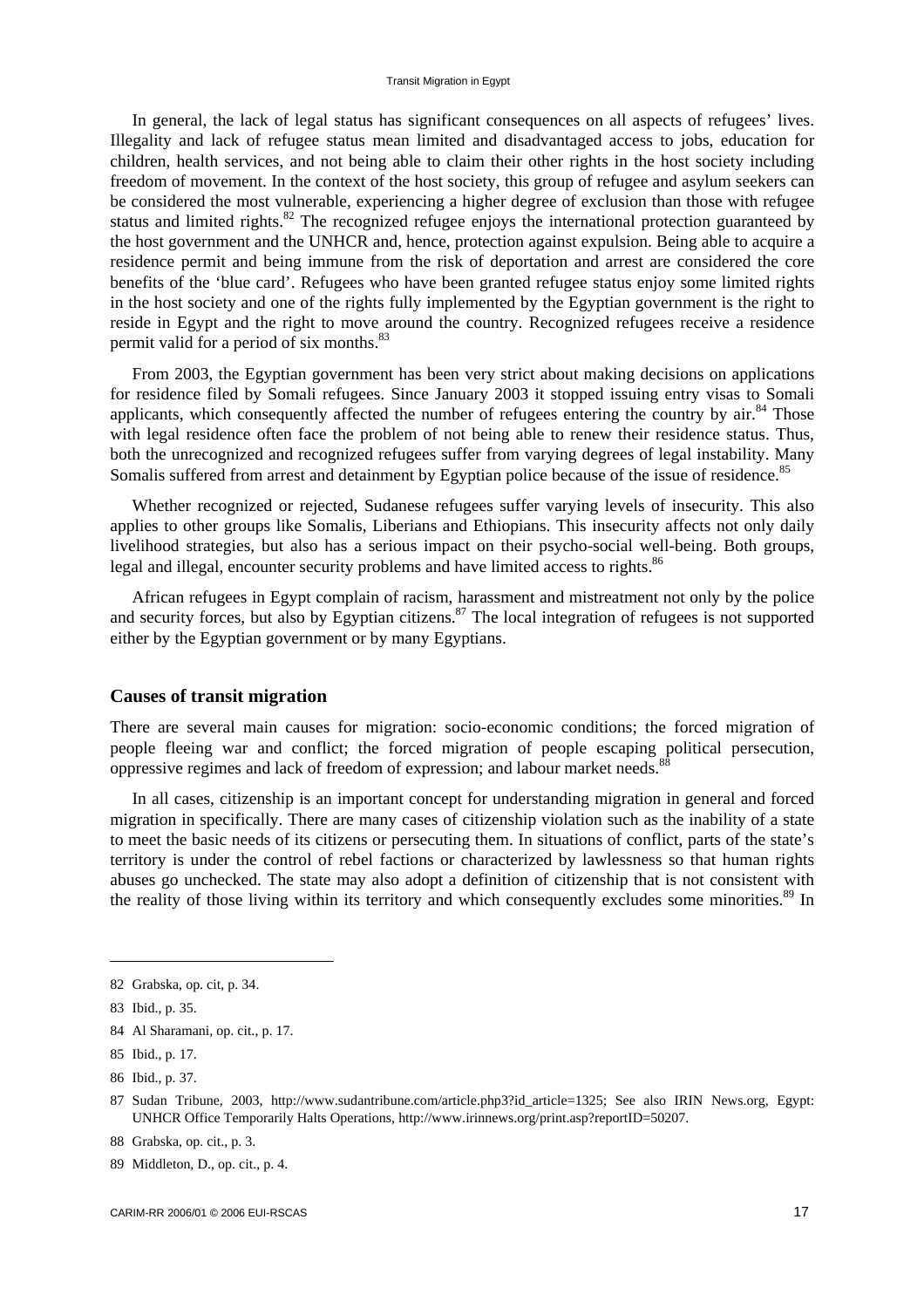In general, the lack of legal status has significant consequences on all aspects of refugees' lives. Illegality and lack of refugee status mean limited and disadvantaged access to jobs, education for children, health services, and not being able to claim their other rights in the host society including freedom of movement. In the context of the host society, this group of refugee and asylum seekers can be considered the most vulnerable, experiencing a higher degree of exclusion than those with refugee status and limited rights.[82] The recognized refugee enjoys the international protection guaranteed by the host government and the UNHCR and, hence, protection against expulsion. Being able to acquire a residence permit and being immune from the risk of deportation and arrest are considered the core benefits of the 'blue card'. Refugees who have been granted refugee status enjoy some limited rights in the host society and one of the rights fully implemented by the Egyptian government is the right to reside in Egypt and the right to move around the country. Recognized refugees receive a residence permit valid for a period of six months.[83]

From 2003, the Egyptian government has been very strict about making decisions on applications for residence filed by Somali refugees. Since January 2003 it stopped issuing entry visas to Somali applicants, which consequently affected the number of refugees entering the country by air.[84] Those with legal residence often face the problem of not being able to renew their residence status. Thus, both the unrecognized and recognized refugees suffer from varying degrees of legal instability. Many Somalis suffered from arrest and detainment by Egyptian police because of the issue of residence.[85]

Whether recognized or rejected, Sudanese refugees suffer varying levels of insecurity. This also applies to other groups like Somalis, Liberians and Ethiopians. This insecurity affects not only daily livelihood strategies, but also has a serious impact on their psycho-social well-being. Both groups, legal and illegal, encounter security problems and have limited access to rights.[86]

African refugees in Egypt complain of racism, harassment and mistreatment not only by the police and security forces, but also by Egyptian citizens.[87] The local integration of refugees is not supported either by the Egyptian government or by many Egyptians.

## Causes of transit migration

There are several main causes for migration: socio-economic conditions; the forced migration of people fleeing war and conflict; the forced migration of people escaping political persecution, oppressive regimes and lack of freedom of expression; and labour market needs.[88]

In all cases, citizenship is an important concept for understanding migration in general and forced migration in specifically. There are many cases of citizenship violation such as the inability of a state to meet the basic needs of its citizens or persecuting them. In situations of conflict, parts of the state's territory is under the control of rebel factions or characterized by lawlessness so that human rights abuses go unchecked. The state may also adopt a definition of citizenship that is not consistent with the reality of those living within its territory and which consequently excludes some minorities.[89] In

---

82 Grabska, op. cit, p. 34.

83 Ibid., p. 35.

84 Al Sharamani, op. cit., p. 17.

85 Ibid., p. 17.

86 Ibid., p. 37.

87 Sudan Tribune, 2003, http://www.sudantribune.com/article.php3?id_article=1325; See also IRIN News.org, Egypt: UNHCR Office Temporarily Halts Operations, http://www.irinnews.org/print.asp?reportID=50207.

88 Grabska, op. cit., p. 3.

89 Middleton, D., op. cit., p. 4.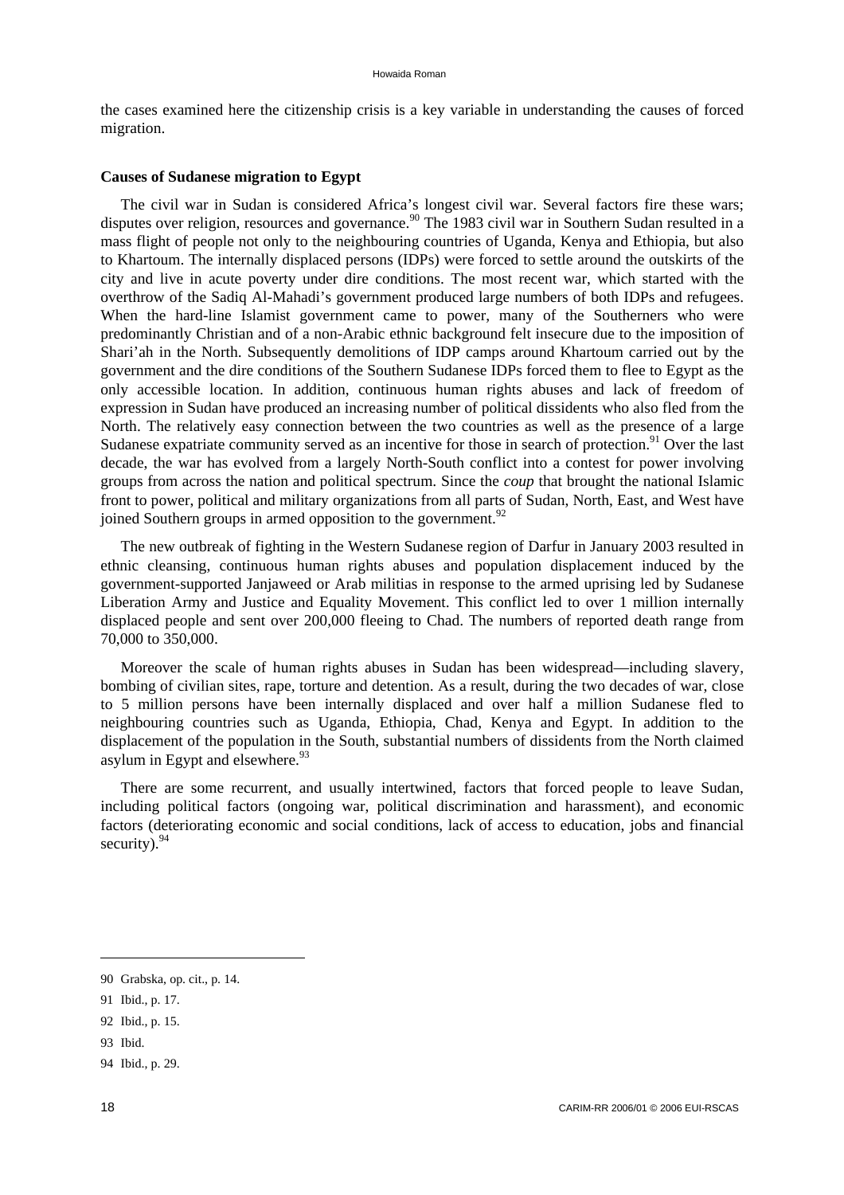the cases examined here the citizenship crisis is a key variable in understanding the causes of forced migration.

**Causes of Sudanese migration to Egypt**

The civil war in Sudan is considered Africa's longest civil war. Several factors fire these wars; disputes over religion, resources and governance.[90] The 1983 civil war in Southern Sudan resulted in a mass flight of people not only to the neighbouring countries of Uganda, Kenya and Ethiopia, but also to Khartoum. The internally displaced persons (IDPs) were forced to settle around the outskirts of the city and live in acute poverty under dire conditions. The most recent war, which started with the overthrow of the Sadiq Al-Mahadi's government produced large numbers of both IDPs and refugees. When the hard-line Islamist government came to power, many of the Southerners who were predominantly Christian and of a non-Arabic ethnic background felt insecure due to the imposition of Shari'ah in the North. Subsequently demolitions of IDP camps around Khartoum carried out by the government and the dire conditions of the Southern Sudanese IDPs forced them to flee to Egypt as the only accessible location. In addition, continuous human rights abuses and lack of freedom of expression in Sudan have produced an increasing number of political dissidents who also fled from the North. The relatively easy connection between the two countries as well as the presence of a large Sudanese expatriate community served as an incentive for those in search of protection.[91] Over the last decade, the war has evolved from a largely North-South conflict into a contest for power involving groups from across the nation and political spectrum. Since the *coup* that brought the national Islamic front to power, political and military organizations from all parts of Sudan, North, East, and West have joined Southern groups in armed opposition to the government.[92]

The new outbreak of fighting in the Western Sudanese region of Darfur in January 2003 resulted in ethnic cleansing, continuous human rights abuses and population displacement induced by the government-supported Janjaweed or Arab militias in response to the armed uprising led by Sudanese Liberation Army and Justice and Equality Movement. This conflict led to over 1 million internally displaced people and sent over 200,000 fleeing to Chad. The numbers of reported death range from 70,000 to 350,000.

Moreover the scale of human rights abuses in Sudan has been widespread—including slavery, bombing of civilian sites, rape, torture and detention. As a result, during the two decades of war, close to 5 million persons have been internally displaced and over half a million Sudanese fled to neighbouring countries such as Uganda, Ethiopia, Chad, Kenya and Egypt. In addition to the displacement of the population in the South, substantial numbers of dissidents from the North claimed asylum in Egypt and elsewhere.[93]

There are some recurrent, and usually intertwined, factors that forced people to leave Sudan, including political factors (ongoing war, political discrimination and harassment), and economic factors (deteriorating economic and social conditions, lack of access to education, jobs and financial security).[94]

---

90 Grabska, op. cit., p. 14.

91 Ibid., p. 17.

92 Ibid., p. 15.

93 Ibid.

94 Ibid., p. 29.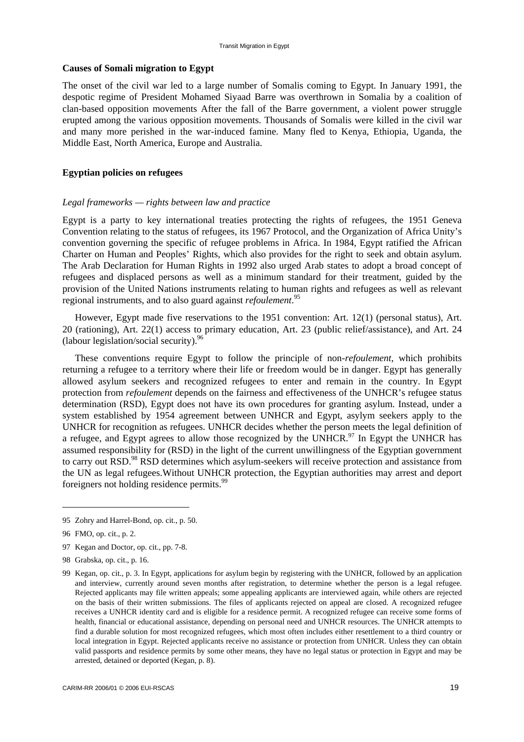**Causes of Somali migration to Egypt**

The onset of the civil war led to a large number of Somalis coming to Egypt. In January 1991, the despotic regime of President Mohamed Siyaad Barre was overthrown in Somalia by a coalition of clan-based opposition movements After the fall of the Barre government, a violent power struggle erupted among the various opposition movements. Thousands of Somalis were killed in the civil war and many more perished in the war-induced famine. Many fled to Kenya, Ethiopia, Uganda, the Middle East, North America, Europe and Australia.

**Egyptian policies on refugees**

*Legal frameworks — rights between law and practice*

Egypt is a party to key international treaties protecting the rights of refugees, the 1951 Geneva Convention relating to the status of refugees, its 1967 Protocol, and the Organization of Africa Unity's convention governing the specific of refugee problems in Africa. In 1984, Egypt ratified the African Charter on Human and Peoples' Rights, which also provides for the right to seek and obtain asylum. The Arab Declaration for Human Rights in 1992 also urged Arab states to adopt a broad concept of refugees and displaced persons as well as a minimum standard for their treatment, guided by the provision of the United Nations instruments relating to human rights and refugees as well as relevant regional instruments, and to also guard against *refoulement*.[95]

However, Egypt made five reservations to the 1951 convention: Art. 12(1) (personal status), Art. 20 (rationing), Art. 22(1) access to primary education, Art. 23 (public relief/assistance), and Art. 24 (labour legislation/social security).[96]

These conventions require Egypt to follow the principle of non-*refoulement*, which prohibits returning a refugee to a territory where their life or freedom would be in danger. Egypt has generally allowed asylum seekers and recognized refugees to enter and remain in the country. In Egypt protection from *refoulement* depends on the fairness and effectiveness of the UNHCR's refugee status determination (RSD), Egypt does not have its own procedures for granting asylum. Instead, under a system established by 1954 agreement between UNHCR and Egypt, asylym seekers apply to the UNHCR for recognition as refugees. UNHCR decides whether the person meets the legal definition of a refugee, and Egypt agrees to allow those recognized by the UNHCR.[97] In Egypt the UNHCR has assumed responsibility for (RSD) in the light of the current unwillingness of the Egyptian government to carry out RSD.[98] RSD determines which asylum-seekers will receive protection and assistance from the UN as legal refugees.Without UNHCR protection, the Egyptian authorities may arrest and deport foreigners not holding residence permits.[99]

---

95 Zohry and Harrel-Bond, op. cit., p. 50.

96 FMO, op. cit., p. 2.

97 Kegan and Doctor, op. cit., pp. 7-8.

98 Grabska, op. cit., p. 16.

99 Kegan, op. cit., p. 3. In Egypt, applications for asylum begin by registering with the UNHCR, followed by an application and interview, currently around seven months after registration, to determine whether the person is a legal refugee. Rejected applicants may file written appeals; some appealing applicants are interviewed again, while others are rejected on the basis of their written submissions. The files of applicants rejected on appeal are closed. A recognized refugee receives a UNHCR identity card and is eligible for a residence permit. A recognized refugee can receive some forms of health, financial or educational assistance, depending on personal need and UNHCR resources. The UNHCR attempts to find a durable solution for most recognized refugees, which most often includes either resettlement to a third country or local integration in Egypt. Rejected applicants receive no assistance or protection from UNHCR. Unless they can obtain valid passports and residence permits by some other means, they have no legal status or protection in Egypt and may be arrested, detained or deported (Kegan, p. 8).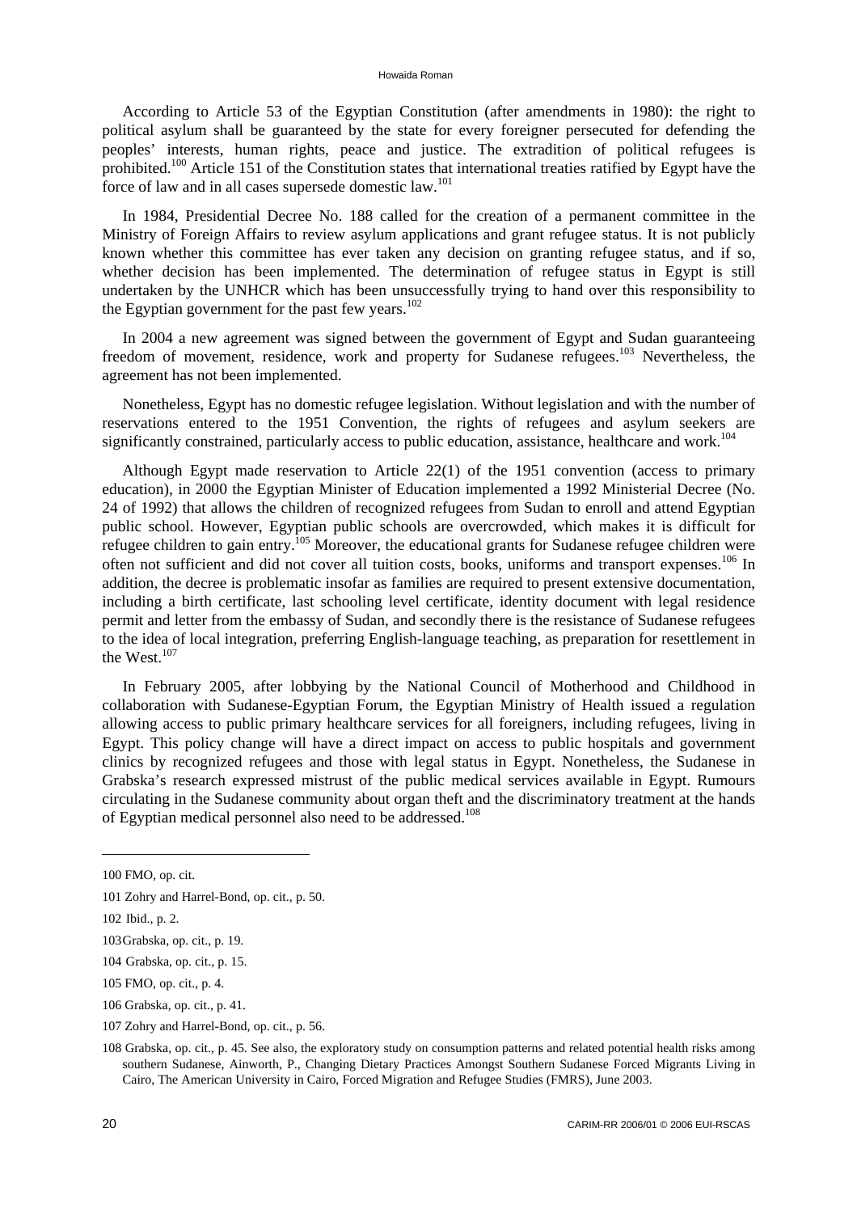According to Article 53 of the Egyptian Constitution (after amendments in 1980): the right to political asylum shall be guaranteed by the state for every foreigner persecuted for defending the peoples' interests, human rights, peace and justice. The extradition of political refugees is prohibited.[100] Article 151 of the Constitution states that international treaties ratified by Egypt have the force of law and in all cases supersede domestic law.[101]

In 1984, Presidential Decree No. 188 called for the creation of a permanent committee in the Ministry of Foreign Affairs to review asylum applications and grant refugee status. It is not publicly known whether this committee has ever taken any decision on granting refugee status, and if so, whether decision has been implemented. The determination of refugee status in Egypt is still undertaken by the UNHCR which has been unsuccessfully trying to hand over this responsibility to the Egyptian government for the past few years.[102]

In 2004 a new agreement was signed between the government of Egypt and Sudan guaranteeing freedom of movement, residence, work and property for Sudanese refugees.[103] Nevertheless, the agreement has not been implemented.

Nonetheless, Egypt has no domestic refugee legislation. Without legislation and with the number of reservations entered to the 1951 Convention, the rights of refugees and asylum seekers are significantly constrained, particularly access to public education, assistance, healthcare and work.[104]

Although Egypt made reservation to Article 22(1) of the 1951 convention (access to primary education), in 2000 the Egyptian Minister of Education implemented a 1992 Ministerial Decree (No. 24 of 1992) that allows the children of recognized refugees from Sudan to enroll and attend Egyptian public school. However, Egyptian public schools are overcrowded, which makes it is difficult for refugee children to gain entry.[105] Moreover, the educational grants for Sudanese refugee children were often not sufficient and did not cover all tuition costs, books, uniforms and transport expenses.[106] In addition, the decree is problematic insofar as families are required to present extensive documentation, including a birth certificate, last schooling level certificate, identity document with legal residence permit and letter from the embassy of Sudan, and secondly there is the resistance of Sudanese refugees to the idea of local integration, preferring English-language teaching, as preparation for resettlement in the West.[107]

In February 2005, after lobbying by the National Council of Motherhood and Childhood in collaboration with Sudanese-Egyptian Forum, the Egyptian Ministry of Health issued a regulation allowing access to public primary healthcare services for all foreigners, including refugees, living in Egypt. This policy change will have a direct impact on access to public hospitals and government clinics by recognized refugees and those with legal status in Egypt. Nonetheless, the Sudanese in Grabska's research expressed mistrust of the public medical services available in Egypt. Rumours circulating in the Sudanese community about organ theft and the discriminatory treatment at the hands of Egyptian medical personnel also need to be addressed.[108]

---

100 FMO, op. cit.

101 Zohry and Harrel-Bond, op. cit., p. 50.

102 Ibid., p. 2.

103 Grabska, op. cit., p. 19.

104 Grabska, op. cit., p. 15.

105 FMO, op. cit., p. 4.

106 Grabska, op. cit., p. 41.

107 Zohry and Harrel-Bond, op. cit., p. 56.

108 Grabska, op. cit., p. 45. See also, the exploratory study on consumption patterns and related potential health risks among southern Sudanese, Ainworth, P., Changing Dietary Practices Amongst Southern Sudanese Forced Migrants Living in Cairo, The American University in Cairo, Forced Migration and Refugee Studies (FMRS), June 2003.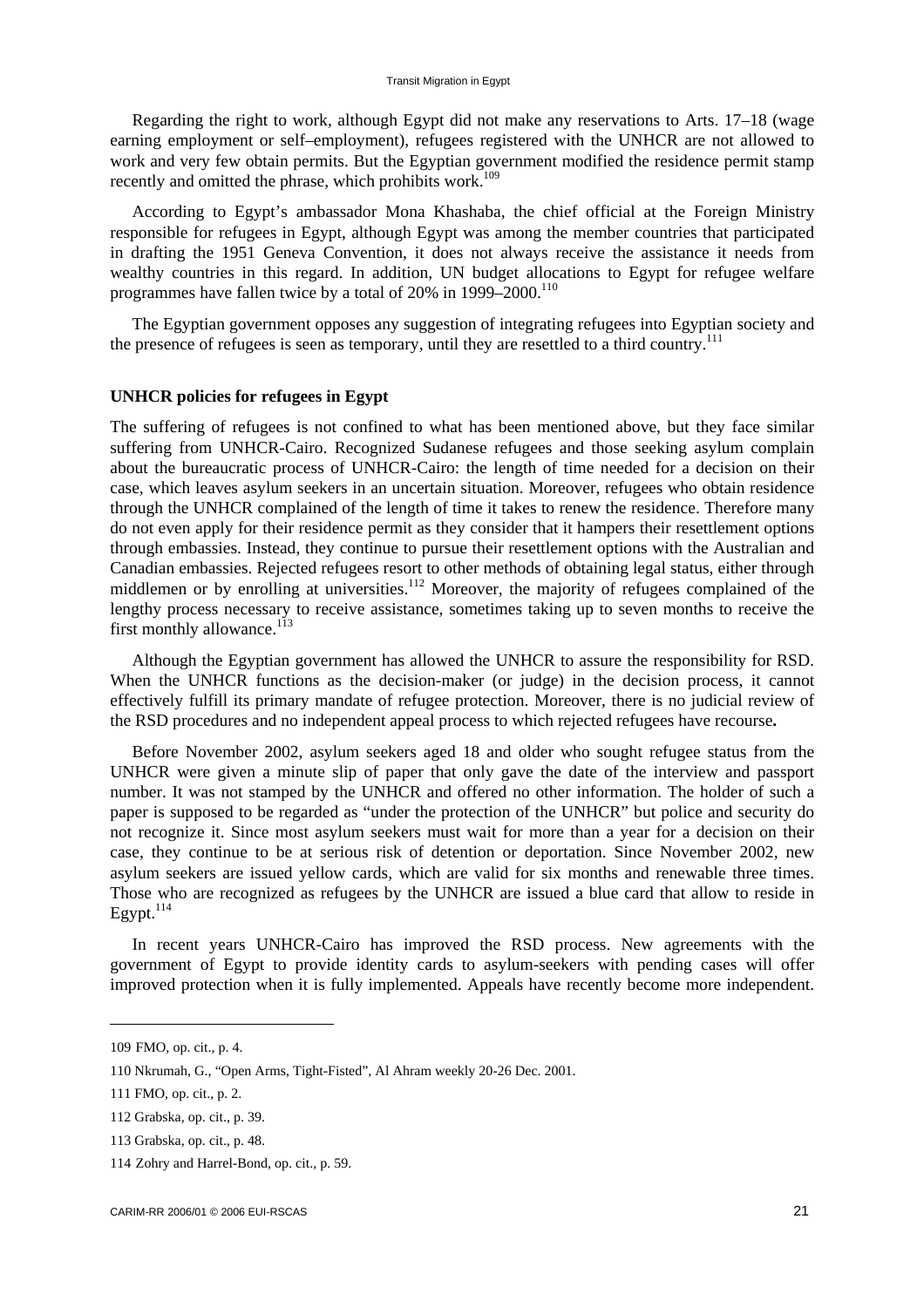Regarding the right to work, although Egypt did not make any reservations to Arts. 17–18 (wage earning employment or self–employment), refugees registered with the UNHCR are not allowed to work and very few obtain permits. But the Egyptian government modified the residence permit stamp recently and omitted the phrase, which prohibits work.[109]

According to Egypt's ambassador Mona Khashaba, the chief official at the Foreign Ministry responsible for refugees in Egypt, although Egypt was among the member countries that participated in drafting the 1951 Geneva Convention, it does not always receive the assistance it needs from wealthy countries in this regard. In addition, UN budget allocations to Egypt for refugee welfare programmes have fallen twice by a total of 20% in 1999–2000.[110]

The Egyptian government opposes any suggestion of integrating refugees into Egyptian society and the presence of refugees is seen as temporary, until they are resettled to a third country.[111]

**UNHCR policies for refugees in Egypt**

The suffering of refugees is not confined to what has been mentioned above, but they face similar suffering from UNHCR-Cairo. Recognized Sudanese refugees and those seeking asylum complain about the bureaucratic process of UNHCR-Cairo: the length of time needed for a decision on their case, which leaves asylum seekers in an uncertain situation. Moreover, refugees who obtain residence through the UNHCR complained of the length of time it takes to renew the residence. Therefore many do not even apply for their residence permit as they consider that it hampers their resettlement options through embassies. Instead, they continue to pursue their resettlement options with the Australian and Canadian embassies. Rejected refugees resort to other methods of obtaining legal status, either through middlemen or by enrolling at universities.[112] Moreover, the majority of refugees complained of the lengthy process necessary to receive assistance, sometimes taking up to seven months to receive the first monthly allowance.[113]

Although the Egyptian government has allowed the UNHCR to assure the responsibility for RSD. When the UNHCR functions as the decision-maker (or judge) in the decision process, it cannot effectively fulfill its primary mandate of refugee protection. Moreover, there is no judicial review of the RSD procedures and no independent appeal process to which rejected refugees have recourse**.**

Before November 2002, asylum seekers aged 18 and older who sought refugee status from the UNHCR were given a minute slip of paper that only gave the date of the interview and passport number. It was not stamped by the UNHCR and offered no other information. The holder of such a paper is supposed to be regarded as "under the protection of the UNHCR" but police and security do not recognize it. Since most asylum seekers must wait for more than a year for a decision on their case, they continue to be at serious risk of detention or deportation. Since November 2002, new asylum seekers are issued yellow cards, which are valid for six months and renewable three times. Those who are recognized as refugees by the UNHCR are issued a blue card that allow to reside in Egypt.[114]

In recent years UNHCR-Cairo has improved the RSD process. New agreements with the government of Egypt to provide identity cards to asylum-seekers with pending cases will offer improved protection when it is fully implemented. Appeals have recently become more independent.

---

109 FMO, op. cit., p. 4.

110 Nkrumah, G., "Open Arms, Tight-Fisted", Al Ahram weekly 20-26 Dec. 2001.

111 FMO, op. cit., p. 2.

112 Grabska, op. cit., p. 39.

113 Grabska, op. cit., p. 48.

114 Zohry and Harrel-Bond, op. cit., p. 59.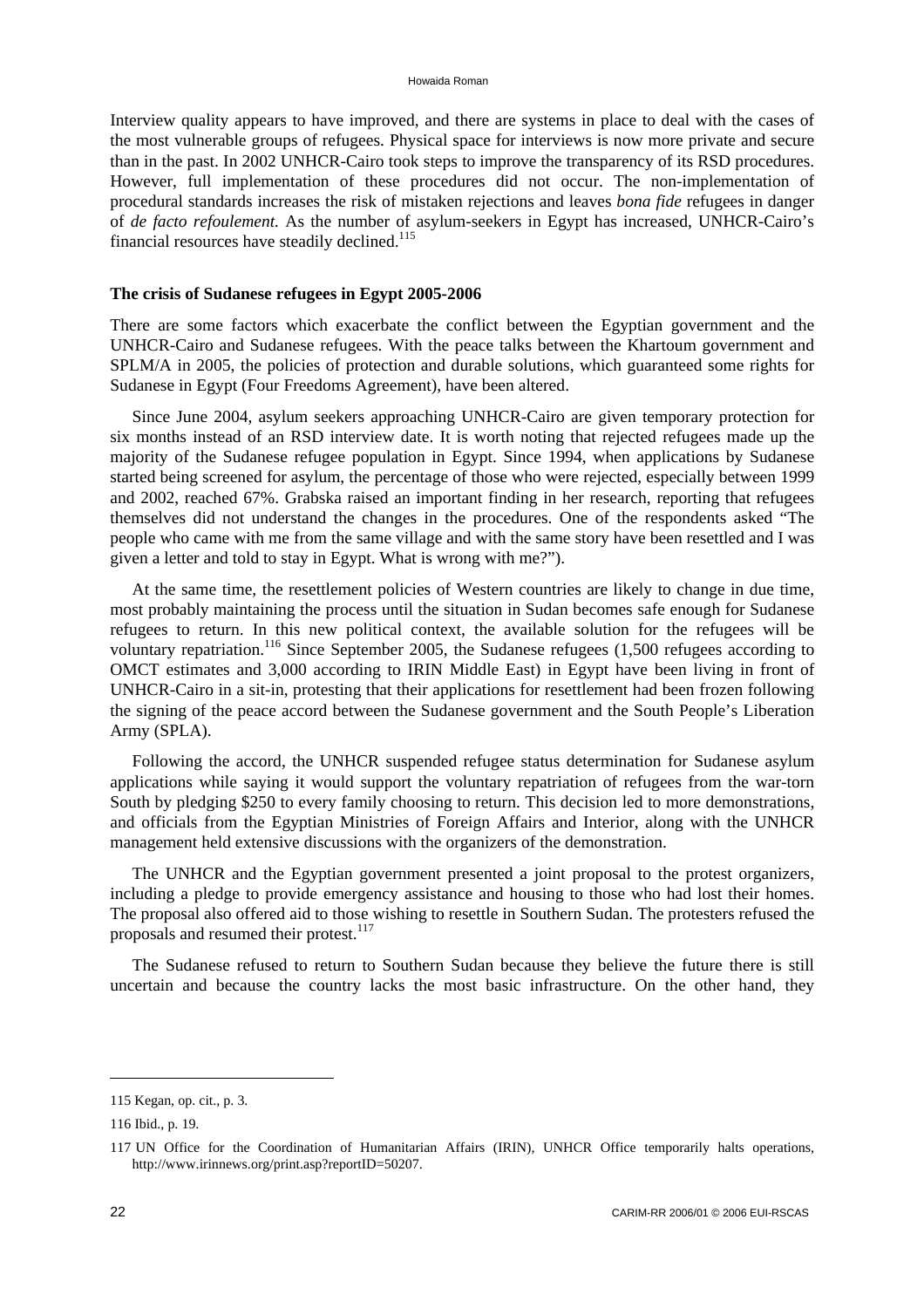Interview quality appears to have improved, and there are systems in place to deal with the cases of the most vulnerable groups of refugees. Physical space for interviews is now more private and secure than in the past. In 2002 UNHCR-Cairo took steps to improve the transparency of its RSD procedures. However, full implementation of these procedures did not occur. The non-implementation of procedural standards increases the risk of mistaken rejections and leaves *bona fide* refugees in danger of *de facto refoulement.* As the number of asylum-seekers in Egypt has increased, UNHCR-Cairo's financial resources have steadily declined.[115]

**The crisis of Sudanese refugees in Egypt 2005-2006**

There are some factors which exacerbate the conflict between the Egyptian government and the UNHCR-Cairo and Sudanese refugees. With the peace talks between the Khartoum government and SPLM/A in 2005, the policies of protection and durable solutions, which guaranteed some rights for Sudanese in Egypt (Four Freedoms Agreement), have been altered.

Since June 2004, asylum seekers approaching UNHCR-Cairo are given temporary protection for six months instead of an RSD interview date. It is worth noting that rejected refugees made up the majority of the Sudanese refugee population in Egypt. Since 1994, when applications by Sudanese started being screened for asylum, the percentage of those who were rejected, especially between 1999 and 2002, reached 67%. Grabska raised an important finding in her research, reporting that refugees themselves did not understand the changes in the procedures. One of the respondents asked "The people who came with me from the same village and with the same story have been resettled and I was given a letter and told to stay in Egypt. What is wrong with me?").

At the same time, the resettlement policies of Western countries are likely to change in due time, most probably maintaining the process until the situation in Sudan becomes safe enough for Sudanese refugees to return. In this new political context, the available solution for the refugees will be voluntary repatriation.[116] Since September 2005, the Sudanese refugees (1,500 refugees according to OMCT estimates and 3,000 according to IRIN Middle East) in Egypt have been living in front of UNHCR-Cairo in a sit-in, protesting that their applications for resettlement had been frozen following the signing of the peace accord between the Sudanese government and the South People's Liberation Army (SPLA).

Following the accord, the UNHCR suspended refugee status determination for Sudanese asylum applications while saying it would support the voluntary repatriation of refugees from the war-torn South by pledging $250 to every family choosing to return. This decision led to more demonstrations, and officials from the Egyptian Ministries of Foreign Affairs and Interior, along with the UNHCR management held extensive discussions with the organizers of the demonstration.

The UNHCR and the Egyptian government presented a joint proposal to the protest organizers, including a pledge to provide emergency assistance and housing to those who had lost their homes. The proposal also offered aid to those wishing to resettle in Southern Sudan. The protesters refused the proposals and resumed their protest.[117]

The Sudanese refused to return to Southern Sudan because they believe the future there is still uncertain and because the country lacks the most basic infrastructure. On the other hand, they

115 Kegan, op. cit., p. 3.

116 Ibid., p. 19.

117 UN Office for the Coordination of Humanitarian Affairs (IRIN), UNHCR Office temporarily halts operations, http://www.irinnews.org/print.asp?reportID=50207.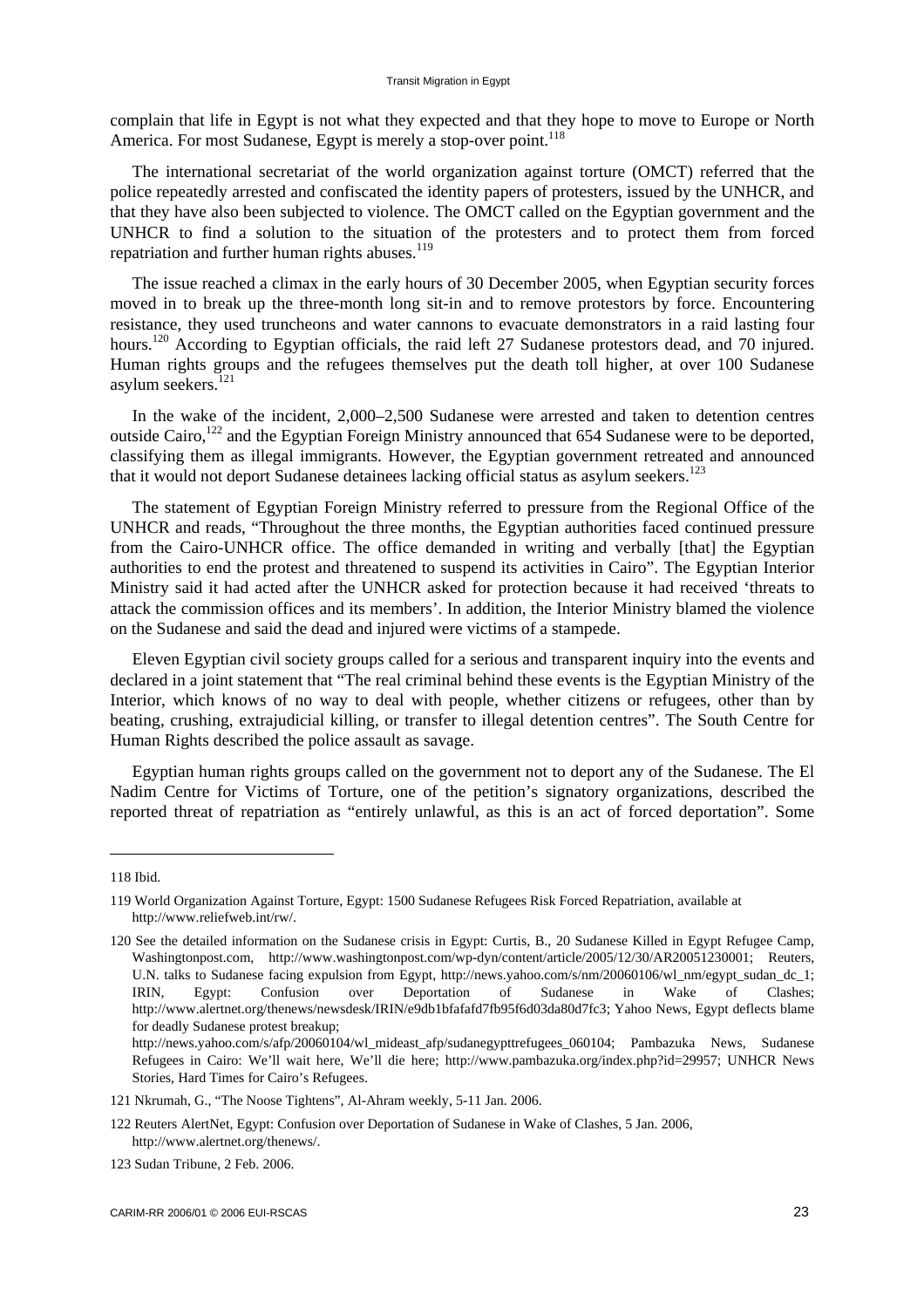complain that life in Egypt is not what they expected and that they hope to move to Europe or North America. For most Sudanese, Egypt is merely a stop-over point.[118]

The international secretariat of the world organization against torture (OMCT) referred that the police repeatedly arrested and confiscated the identity papers of protesters, issued by the UNHCR, and that they have also been subjected to violence. The OMCT called on the Egyptian government and the UNHCR to find a solution to the situation of the protesters and to protect them from forced repatriation and further human rights abuses.[119]

The issue reached a climax in the early hours of 30 December 2005, when Egyptian security forces moved in to break up the three-month long sit-in and to remove protestors by force. Encountering resistance, they used truncheons and water cannons to evacuate demonstrators in a raid lasting four hours.[120] According to Egyptian officials, the raid left 27 Sudanese protestors dead, and 70 injured. Human rights groups and the refugees themselves put the death toll higher, at over 100 Sudanese asylum seekers.[121]

In the wake of the incident, 2,000–2,500 Sudanese were arrested and taken to detention centres outside Cairo,[122] and the Egyptian Foreign Ministry announced that 654 Sudanese were to be deported, classifying them as illegal immigrants. However, the Egyptian government retreated and announced that it would not deport Sudanese detainees lacking official status as asylum seekers.[123]

The statement of Egyptian Foreign Ministry referred to pressure from the Regional Office of the UNHCR and reads, "Throughout the three months, the Egyptian authorities faced continued pressure from the Cairo-UNHCR office. The office demanded in writing and verbally [that] the Egyptian authorities to end the protest and threatened to suspend its activities in Cairo". The Egyptian Interior Ministry said it had acted after the UNHCR asked for protection because it had received 'threats to attack the commission offices and its members'. In addition, the Interior Ministry blamed the violence on the Sudanese and said the dead and injured were victims of a stampede.

Eleven Egyptian civil society groups called for a serious and transparent inquiry into the events and declared in a joint statement that "The real criminal behind these events is the Egyptian Ministry of the Interior, which knows of no way to deal with people, whether citizens or refugees, other than by beating, crushing, extrajudicial killing, or transfer to illegal detention centres". The South Centre for Human Rights described the police assault as savage.

Egyptian human rights groups called on the government not to deport any of the Sudanese. The El Nadim Centre for Victims of Torture, one of the petition's signatory organizations, described the reported threat of repatriation as "entirely unlawful, as this is an act of forced deportation". Some

---

118 Ibid.

119 World Organization Against Torture, Egypt: 1500 Sudanese Refugees Risk Forced Repatriation, available at http://www.reliefweb.int/rw/.

120 See the detailed information on the Sudanese crisis in Egypt: Curtis, B., 20 Sudanese Killed in Egypt Refugee Camp, Washingtonpost.com, http://www.washingtonpost.com/wp-dyn/content/article/2005/12/30/AR20051230001; Reuters, U.N. talks to Sudanese facing expulsion from Egypt, http://news.yahoo.com/s/nm/20060106/wl_nm/egypt_sudan_dc_1; IRIN, Egypt: Confusion over Deportation of Sudanese in Wake of Clashes; http://www.alertnet.org/thenews/newsdesk/IRIN/e9db1bfafafd7fb95f6d03da80d7fc3; Yahoo News, Egypt deflects blame for deadly Sudanese protest breakup; http://news.yahoo.com/s/afp/20060104/wl_mideast_afp/sudanegypttrefugees_060104; Pambazuka News, Sudanese Refugees in Cairo: We'll wait here, We'll die here; http://www.pambazuka.org/index.php?id=29957; UNHCR News Stories, Hard Times for Cairo's Refugees.

121 Nkrumah, G., "The Noose Tightens", Al-Ahram weekly, 5-11 Jan. 2006.

122 Reuters AlertNet, Egypt: Confusion over Deportation of Sudanese in Wake of Clashes, 5 Jan. 2006, http://www.alertnet.org/thenews/.

123 Sudan Tribune, 2 Feb. 2006.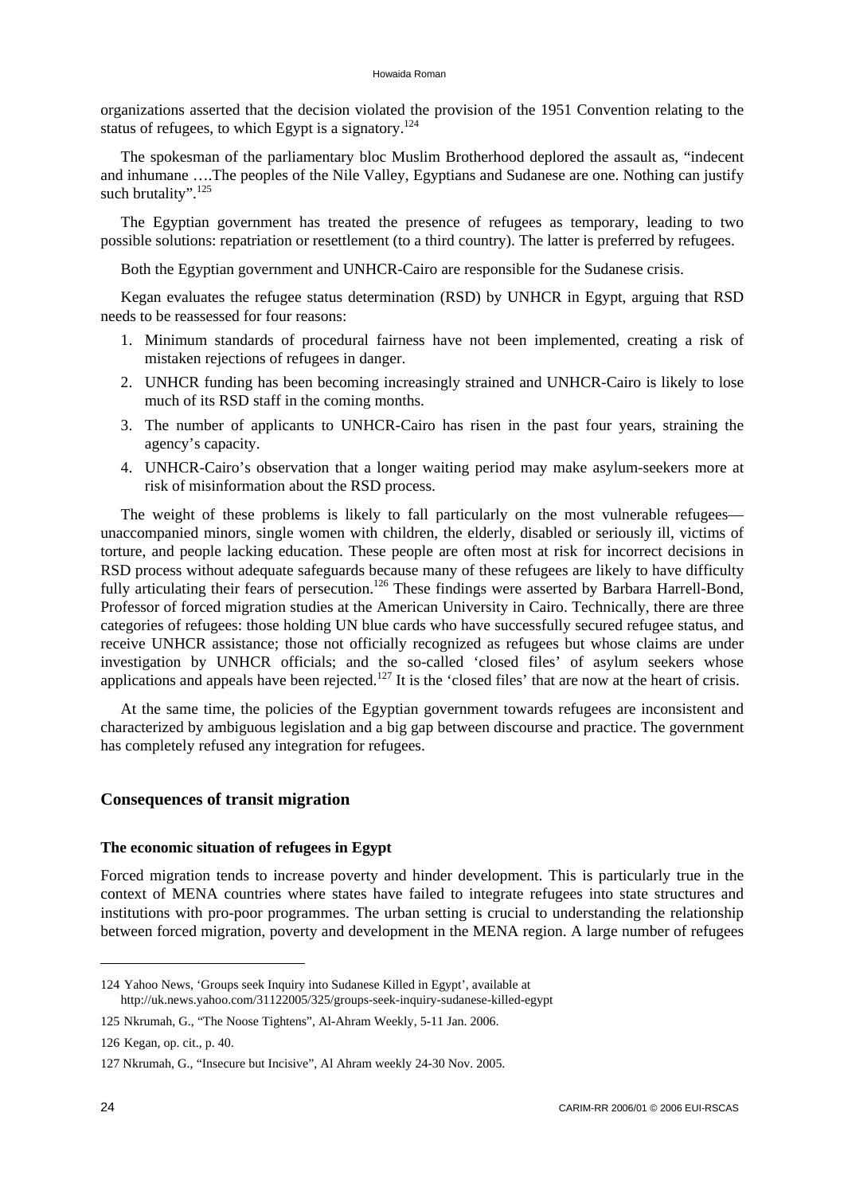organizations asserted that the decision violated the provision of the 1951 Convention relating to the status of refugees, to which Egypt is a signatory.[124]

The spokesman of the parliamentary bloc Muslim Brotherhood deplored the assault as, "indecent and inhumane ….The peoples of the Nile Valley, Egyptians and Sudanese are one. Nothing can justify such brutality".[125]

The Egyptian government has treated the presence of refugees as temporary, leading to two possible solutions: repatriation or resettlement (to a third country). The latter is preferred by refugees.

Both the Egyptian government and UNHCR-Cairo are responsible for the Sudanese crisis.

Kegan evaluates the refugee status determination (RSD) by UNHCR in Egypt, arguing that RSD needs to be reassessed for four reasons:

1. Minimum standards of procedural fairness have not been implemented, creating a risk of mistaken rejections of refugees in danger.
2. UNHCR funding has been becoming increasingly strained and UNHCR-Cairo is likely to lose much of its RSD staff in the coming months.
3. The number of applicants to UNHCR-Cairo has risen in the past four years, straining the agency's capacity.
4. UNHCR-Cairo's observation that a longer waiting period may make asylum-seekers more at risk of misinformation about the RSD process.

The weight of these problems is likely to fall particularly on the most vulnerable refugees—unaccompanied minors, single women with children, the elderly, disabled or seriously ill, victims of torture, and people lacking education. These people are often most at risk for incorrect decisions in RSD process without adequate safeguards because many of these refugees are likely to have difficulty fully articulating their fears of persecution.[126] These findings were asserted by Barbara Harrell-Bond, Professor of forced migration studies at the American University in Cairo. Technically, there are three categories of refugees: those holding UN blue cards who have successfully secured refugee status, and receive UNHCR assistance; those not officially recognized as refugees but whose claims are under investigation by UNHCR officials; and the so-called 'closed files' of asylum seekers whose applications and appeals have been rejected.[127] It is the 'closed files' that are now at the heart of crisis.

At the same time, the policies of the Egyptian government towards refugees are inconsistent and characterized by ambiguous legislation and a big gap between discourse and practice. The government has completely refused any integration for refugees.

## Consequences of transit migration

### The economic situation of refugees in Egypt

Forced migration tends to increase poverty and hinder development. This is particularly true in the context of MENA countries where states have failed to integrate refugees into state structures and institutions with pro-poor programmes. The urban setting is crucial to understanding the relationship between forced migration, poverty and development in the MENA region. A large number of refugees

---

124 Yahoo News, 'Groups seek Inquiry into Sudanese Killed in Egypt', available at http://uk.news.yahoo.com/31122005/325/groups-seek-inquiry-sudanese-killed-egypt

125 Nkrumah, G., "The Noose Tightens", Al-Ahram Weekly, 5-11 Jan. 2006.

126 Kegan, op. cit., p. 40.

127 Nkrumah, G., "Insecure but Incisive", Al Ahram weekly 24-30 Nov. 2005.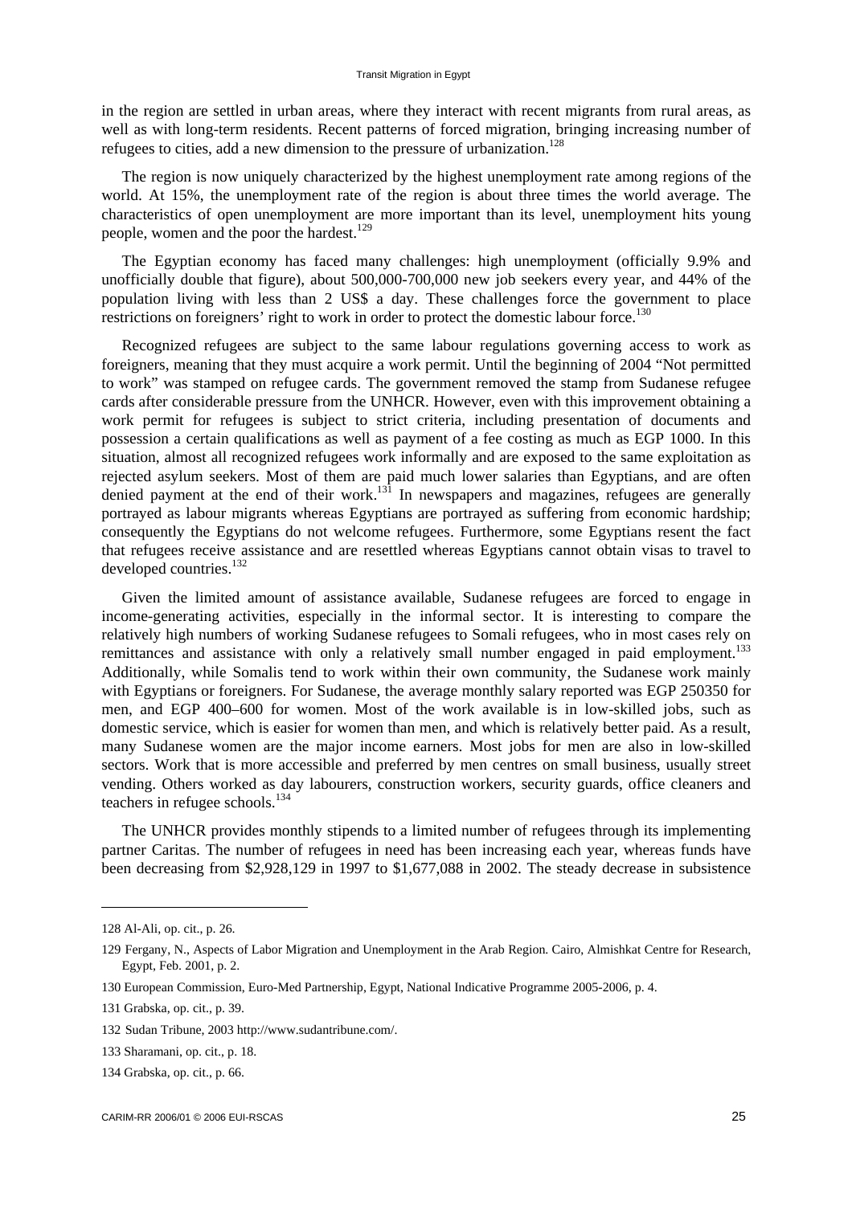in the region are settled in urban areas, where they interact with recent migrants from rural areas, as well as with long-term residents. Recent patterns of forced migration, bringing increasing number of refugees to cities, add a new dimension to the pressure of urbanization.[128]

The region is now uniquely characterized by the highest unemployment rate among regions of the world. At 15%, the unemployment rate of the region is about three times the world average. The characteristics of open unemployment are more important than its level, unemployment hits young people, women and the poor the hardest.[129]

The Egyptian economy has faced many challenges: high unemployment (officially 9.9% and unofficially double that figure), about 500,000-700,000 new job seekers every year, and 44% of the population living with less than 2 US$ a day. These challenges force the government to place restrictions on foreigners' right to work in order to protect the domestic labour force.[130]

Recognized refugees are subject to the same labour regulations governing access to work as foreigners, meaning that they must acquire a work permit. Until the beginning of 2004 "Not permitted to work" was stamped on refugee cards. The government removed the stamp from Sudanese refugee cards after considerable pressure from the UNHCR. However, even with this improvement obtaining a work permit for refugees is subject to strict criteria, including presentation of documents and possession a certain qualifications as well as payment of a fee costing as much as EGP 1000. In this situation, almost all recognized refugees work informally and are exposed to the same exploitation as rejected asylum seekers. Most of them are paid much lower salaries than Egyptians, and are often denied payment at the end of their work.[131] In newspapers and magazines, refugees are generally portrayed as labour migrants whereas Egyptians are portrayed as suffering from economic hardship; consequently the Egyptians do not welcome refugees. Furthermore, some Egyptians resent the fact that refugees receive assistance and are resettled whereas Egyptians cannot obtain visas to travel to developed countries.[132]

Given the limited amount of assistance available, Sudanese refugees are forced to engage in income-generating activities, especially in the informal sector. It is interesting to compare the relatively high numbers of working Sudanese refugees to Somali refugees, who in most cases rely on remittances and assistance with only a relatively small number engaged in paid employment.[133] Additionally, while Somalis tend to work within their own community, the Sudanese work mainly with Egyptians or foreigners. For Sudanese, the average monthly salary reported was EGP 250350 for men, and EGP 400–600 for women. Most of the work available is in low-skilled jobs, such as domestic service, which is easier for women than men, and which is relatively better paid. As a result, many Sudanese women are the major income earners. Most jobs for men are also in low-skilled sectors. Work that is more accessible and preferred by men centres on small business, usually street vending. Others worked as day labourers, construction workers, security guards, office cleaners and teachers in refugee schools.[134]

The UNHCR provides monthly stipends to a limited number of refugees through its implementing partner Caritas. The number of refugees in need has been increasing each year, whereas funds have been decreasing from $2,928,129 in 1997 to $1,677,088 in 2002. The steady decrease in subsistence

---

128 Al-Ali, op. cit., p. 26.

129 Fergany, N., Aspects of Labor Migration and Unemployment in the Arab Region. Cairo, Almishkat Centre for Research, Egypt, Feb. 2001, p. 2.

130 European Commission, Euro-Med Partnership, Egypt, National Indicative Programme 2005-2006, p. 4.

131 Grabska, op. cit., p. 39.

132 Sudan Tribune, 2003 http://www.sudantribune.com/.

133 Sharamani, op. cit., p. 18.

134 Grabska, op. cit., p. 66.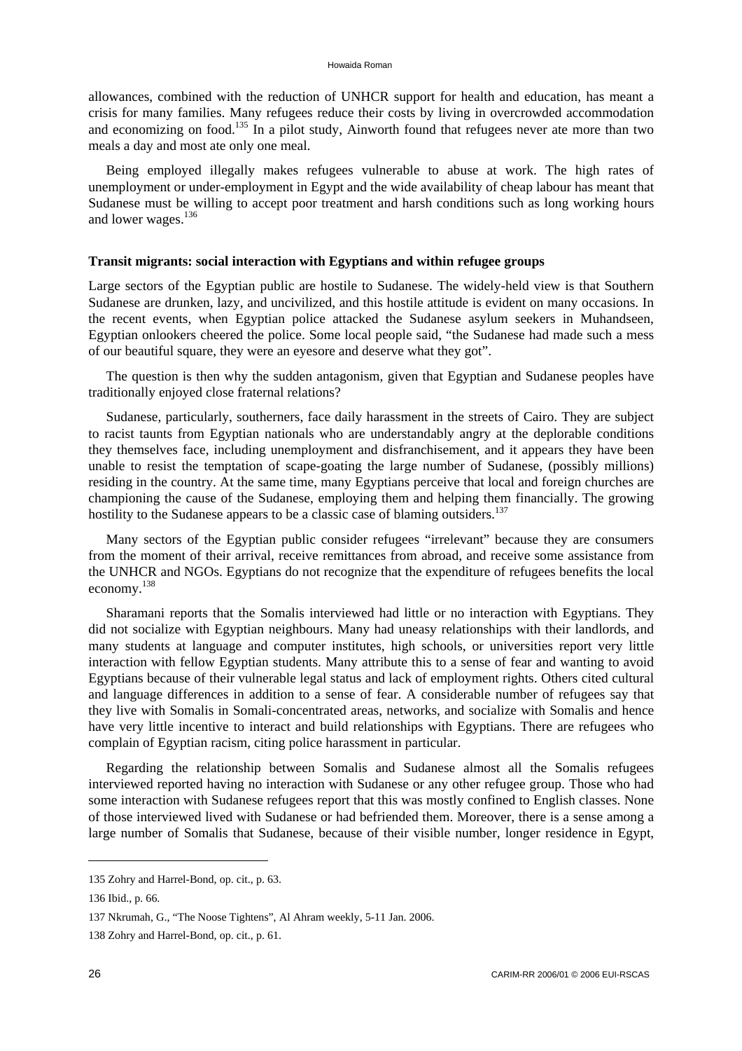allowances, combined with the reduction of UNHCR support for health and education, has meant a crisis for many families. Many refugees reduce their costs by living in overcrowded accommodation and economizing on food.[135] In a pilot study, Ainworth found that refugees never ate more than two meals a day and most ate only one meal.

Being employed illegally makes refugees vulnerable to abuse at work. The high rates of unemployment or under-employment in Egypt and the wide availability of cheap labour has meant that Sudanese must be willing to accept poor treatment and harsh conditions such as long working hours and lower wages.[136]

**Transit migrants: social interaction with Egyptians and within refugee groups**

Large sectors of the Egyptian public are hostile to Sudanese. The widely-held view is that Southern Sudanese are drunken, lazy, and uncivilized, and this hostile attitude is evident on many occasions. In the recent events, when Egyptian police attacked the Sudanese asylum seekers in Muhandseen, Egyptian onlookers cheered the police. Some local people said, "the Sudanese had made such a mess of our beautiful square, they were an eyesore and deserve what they got".

The question is then why the sudden antagonism, given that Egyptian and Sudanese peoples have traditionally enjoyed close fraternal relations?

Sudanese, particularly, southerners, face daily harassment in the streets of Cairo. They are subject to racist taunts from Egyptian nationals who are understandably angry at the deplorable conditions they themselves face, including unemployment and disfranchisement, and it appears they have been unable to resist the temptation of scape-goating the large number of Sudanese, (possibly millions) residing in the country. At the same time, many Egyptians perceive that local and foreign churches are championing the cause of the Sudanese, employing them and helping them financially. The growing hostility to the Sudanese appears to be a classic case of blaming outsiders.[137]

Many sectors of the Egyptian public consider refugees "irrelevant" because they are consumers from the moment of their arrival, receive remittances from abroad, and receive some assistance from the UNHCR and NGOs. Egyptians do not recognize that the expenditure of refugees benefits the local economy.[138]

Sharamani reports that the Somalis interviewed had little or no interaction with Egyptians. They did not socialize with Egyptian neighbours. Many had uneasy relationships with their landlords, and many students at language and computer institutes, high schools, or universities report very little interaction with fellow Egyptian students. Many attribute this to a sense of fear and wanting to avoid Egyptians because of their vulnerable legal status and lack of employment rights. Others cited cultural and language differences in addition to a sense of fear. A considerable number of refugees say that they live with Somalis in Somali-concentrated areas, networks, and socialize with Somalis and hence have very little incentive to interact and build relationships with Egyptians. There are refugees who complain of Egyptian racism, citing police harassment in particular.

Regarding the relationship between Somalis and Sudanese almost all the Somalis refugees interviewed reported having no interaction with Sudanese or any other refugee group. Those who had some interaction with Sudanese refugees report that this was mostly confined to English classes. None of those interviewed lived with Sudanese or had befriended them. Moreover, there is a sense among a large number of Somalis that Sudanese, because of their visible number, longer residence in Egypt,

---

135 Zohry and Harrel-Bond, op. cit., p. 63.

136 Ibid., p. 66.

137 Nkrumah, G., "The Noose Tightens", Al Ahram weekly, 5-11 Jan. 2006.

138 Zohry and Harrel-Bond, op. cit., p. 61.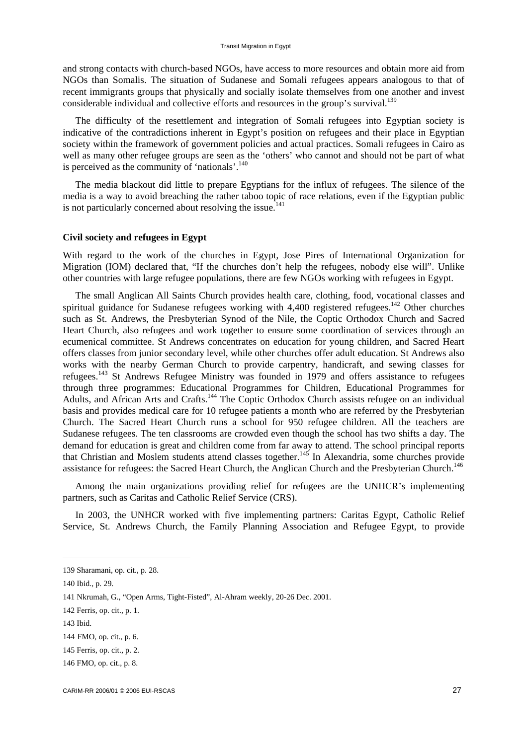and strong contacts with church-based NGOs, have access to more resources and obtain more aid from NGOs than Somalis. The situation of Sudanese and Somali refugees appears analogous to that of recent immigrants groups that physically and socially isolate themselves from one another and invest considerable individual and collective efforts and resources in the group's survival.[139]

The difficulty of the resettlement and integration of Somali refugees into Egyptian society is indicative of the contradictions inherent in Egypt's position on refugees and their place in Egyptian society within the framework of government policies and actual practices. Somali refugees in Cairo as well as many other refugee groups are seen as the 'others' who cannot and should not be part of what is perceived as the community of 'nationals'.[140]

The media blackout did little to prepare Egyptians for the influx of refugees. The silence of the media is a way to avoid breaching the rather taboo topic of race relations, even if the Egyptian public is not particularly concerned about resolving the issue.[141]

**Civil society and refugees in Egypt**

With regard to the work of the churches in Egypt, Jose Pires of International Organization for Migration (IOM) declared that, "If the churches don't help the refugees, nobody else will". Unlike other countries with large refugee populations, there are few NGOs working with refugees in Egypt.

The small Anglican All Saints Church provides health care, clothing, food, vocational classes and spiritual guidance for Sudanese refugees working with 4,400 registered refugees.[142] Other churches such as St. Andrews, the Presbyterian Synod of the Nile, the Coptic Orthodox Church and Sacred Heart Church, also refugees and work together to ensure some coordination of services through an ecumenical committee. St Andrews concentrates on education for young children, and Sacred Heart offers classes from junior secondary level, while other churches offer adult education. St Andrews also works with the nearby German Church to provide carpentry, handicraft, and sewing classes for refugees.[143] St Andrews Refugee Ministry was founded in 1979 and offers assistance to refugees through three programmes: Educational Programmes for Children, Educational Programmes for Adults, and African Arts and Crafts.[144] The Coptic Orthodox Church assists refugee on an individual basis and provides medical care for 10 refugee patients a month who are referred by the Presbyterian Church. The Sacred Heart Church runs a school for 950 refugee children. All the teachers are Sudanese refugees. The ten classrooms are crowded even though the school has two shifts a day. The demand for education is great and children come from far away to attend. The school principal reports that Christian and Moslem students attend classes together.[145] In Alexandria, some churches provide assistance for refugees: the Sacred Heart Church, the Anglican Church and the Presbyterian Church.[146]

Among the main organizations providing relief for refugees are the UNHCR's implementing partners, such as Caritas and Catholic Relief Service (CRS).

In 2003, the UNHCR worked with five implementing partners: Caritas Egypt, Catholic Relief Service, St. Andrews Church, the Family Planning Association and Refugee Egypt, to provide

---

139 Sharamani, op. cit., p. 28.

140 Ibid., p. 29.

141 Nkrumah, G., "Open Arms, Tight-Fisted", Al-Ahram weekly, 20-26 Dec. 2001.

142 Ferris, op. cit., p. 1.

143 Ibid.

144 FMO, op. cit., p. 6.

145 Ferris, op. cit., p. 2.

146 FMO, op. cit., p. 8.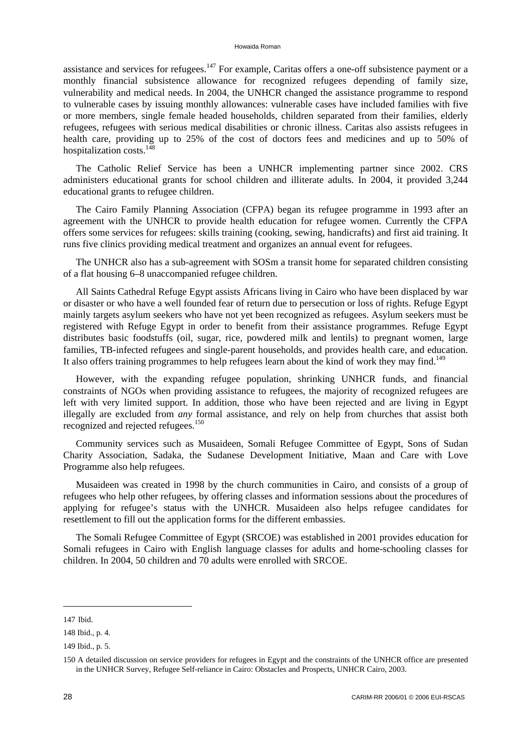assistance and services for refugees.[147] For example, Caritas offers a one-off subsistence payment or a monthly financial subsistence allowance for recognized refugees depending of family size, vulnerability and medical needs. In 2004, the UNHCR changed the assistance programme to respond to vulnerable cases by issuing monthly allowances: vulnerable cases have included families with five or more members, single female headed households, children separated from their families, elderly refugees, refugees with serious medical disabilities or chronic illness. Caritas also assists refugees in health care, providing up to 25% of the cost of doctors fees and medicines and up to 50% of hospitalization costs.[148]

The Catholic Relief Service has been a UNHCR implementing partner since 2002. CRS administers educational grants for school children and illiterate adults. In 2004, it provided 3,244 educational grants to refugee children.

The Cairo Family Planning Association (CFPA) began its refugee programme in 1993 after an agreement with the UNHCR to provide health education for refugee women. Currently the CFPA offers some services for refugees: skills training (cooking, sewing, handicrafts) and first aid training. It runs five clinics providing medical treatment and organizes an annual event for refugees.

The UNHCR also has a sub-agreement with SOSm a transit home for separated children consisting of a flat housing 6–8 unaccompanied refugee children.

All Saints Cathedral Refuge Egypt assists Africans living in Cairo who have been displaced by war or disaster or who have a well founded fear of return due to persecution or loss of rights. Refuge Egypt mainly targets asylum seekers who have not yet been recognized as refugees. Asylum seekers must be registered with Refuge Egypt in order to benefit from their assistance programmes. Refuge Egypt distributes basic foodstuffs (oil, sugar, rice, powdered milk and lentils) to pregnant women, large families, TB-infected refugees and single-parent households, and provides health care, and education. It also offers training programmes to help refugees learn about the kind of work they may find.[149]

However, with the expanding refugee population, shrinking UNHCR funds, and financial constraints of NGOs when providing assistance to refugees, the majority of recognized refugees are left with very limited support. In addition, those who have been rejected and are living in Egypt illegally are excluded from *any* formal assistance, and rely on help from churches that assist both recognized and rejected refugees.[150]

Community services such as Musaideen, Somali Refugee Committee of Egypt, Sons of Sudan Charity Association, Sadaka, the Sudanese Development Initiative, Maan and Care with Love Programme also help refugees.

Musaideen was created in 1998 by the church communities in Cairo, and consists of a group of refugees who help other refugees, by offering classes and information sessions about the procedures of applying for refugee's status with the UNHCR. Musaideen also helps refugee candidates for resettlement to fill out the application forms for the different embassies.

The Somali Refugee Committee of Egypt (SRCOE) was established in 2001 provides education for Somali refugees in Cairo with English language classes for adults and home-schooling classes for children. In 2004, 50 children and 70 adults were enrolled with SRCOE.

---

147 Ibid.

148 Ibid., p. 4.

149 Ibid., p. 5.

150 A detailed discussion on service providers for refugees in Egypt and the constraints of the UNHCR office are presented in the UNHCR Survey, Refugee Self-reliance in Cairo: Obstacles and Prospects, UNHCR Cairo, 2003.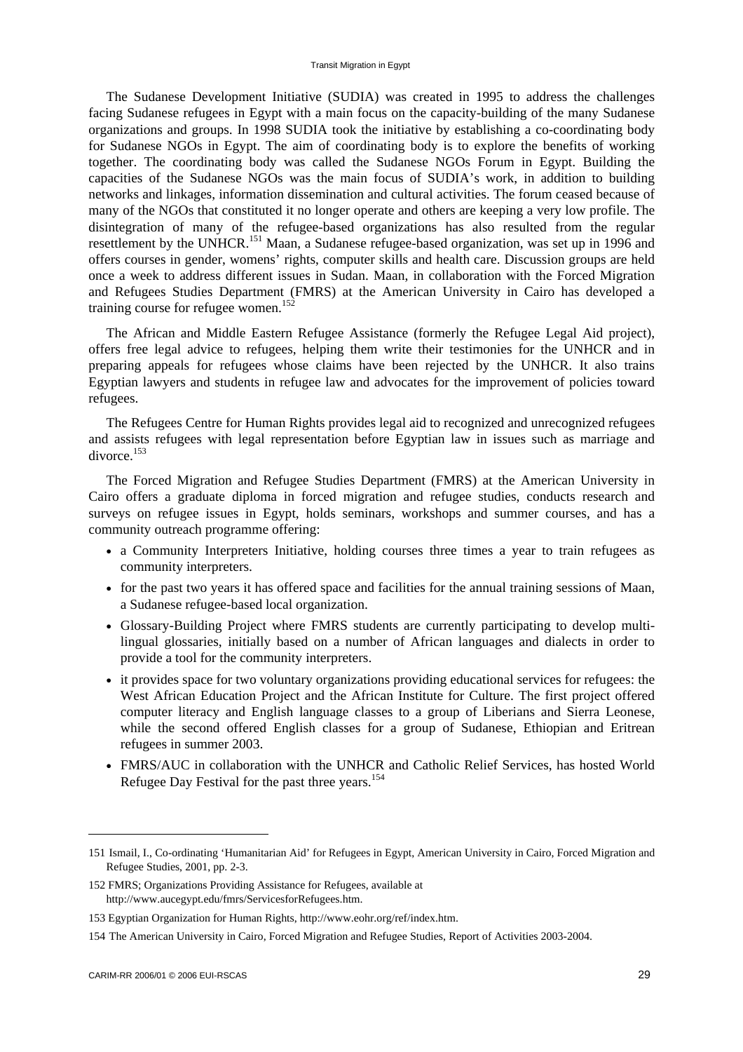The Sudanese Development Initiative (SUDIA) was created in 1995 to address the challenges facing Sudanese refugees in Egypt with a main focus on the capacity-building of the many Sudanese organizations and groups. In 1998 SUDIA took the initiative by establishing a co-coordinating body for Sudanese NGOs in Egypt. The aim of coordinating body is to explore the benefits of working together. The coordinating body was called the Sudanese NGOs Forum in Egypt. Building the capacities of the Sudanese NGOs was the main focus of SUDIA's work, in addition to building networks and linkages, information dissemination and cultural activities. The forum ceased because of many of the NGOs that constituted it no longer operate and others are keeping a very low profile. The disintegration of many of the refugee-based organizations has also resulted from the regular resettlement by the UNHCR.[151] Maan, a Sudanese refugee-based organization, was set up in 1996 and offers courses in gender, womens' rights, computer skills and health care. Discussion groups are held once a week to address different issues in Sudan. Maan, in collaboration with the Forced Migration and Refugees Studies Department (FMRS) at the American University in Cairo has developed a training course for refugee women.[152]

The African and Middle Eastern Refugee Assistance (formerly the Refugee Legal Aid project), offers free legal advice to refugees, helping them write their testimonies for the UNHCR and in preparing appeals for refugees whose claims have been rejected by the UNHCR. It also trains Egyptian lawyers and students in refugee law and advocates for the improvement of policies toward refugees.

The Refugees Centre for Human Rights provides legal aid to recognized and unrecognized refugees and assists refugees with legal representation before Egyptian law in issues such as marriage and divorce.[153]

The Forced Migration and Refugee Studies Department (FMRS) at the American University in Cairo offers a graduate diploma in forced migration and refugee studies, conducts research and surveys on refugee issues in Egypt, holds seminars, workshops and summer courses, and has a community outreach programme offering:

- a Community Interpreters Initiative, holding courses three times a year to train refugees as community interpreters.
- for the past two years it has offered space and facilities for the annual training sessions of Maan, a Sudanese refugee-based local organization.
- Glossary-Building Project where FMRS students are currently participating to develop multi-lingual glossaries, initially based on a number of African languages and dialects in order to provide a tool for the community interpreters.
- it provides space for two voluntary organizations providing educational services for refugees: the West African Education Project and the African Institute for Culture. The first project offered computer literacy and English language classes to a group of Liberians and Sierra Leonese, while the second offered English classes for a group of Sudanese, Ethiopian and Eritrean refugees in summer 2003.
- FMRS/AUC in collaboration with the UNHCR and Catholic Relief Services, has hosted World Refugee Day Festival for the past three years.[154]

---

151 Ismail, I., Co-ordinating 'Humanitarian Aid' for Refugees in Egypt, American University in Cairo, Forced Migration and Refugee Studies, 2001, pp. 2-3.

152 FMRS; Organizations Providing Assistance for Refugees, available at http://www.aucegypt.edu/fmrs/ServicesforRefugees.htm.

153 Egyptian Organization for Human Rights, http://www.eohr.org/ref/index.htm.

154 The American University in Cairo, Forced Migration and Refugee Studies, Report of Activities 2003-2004.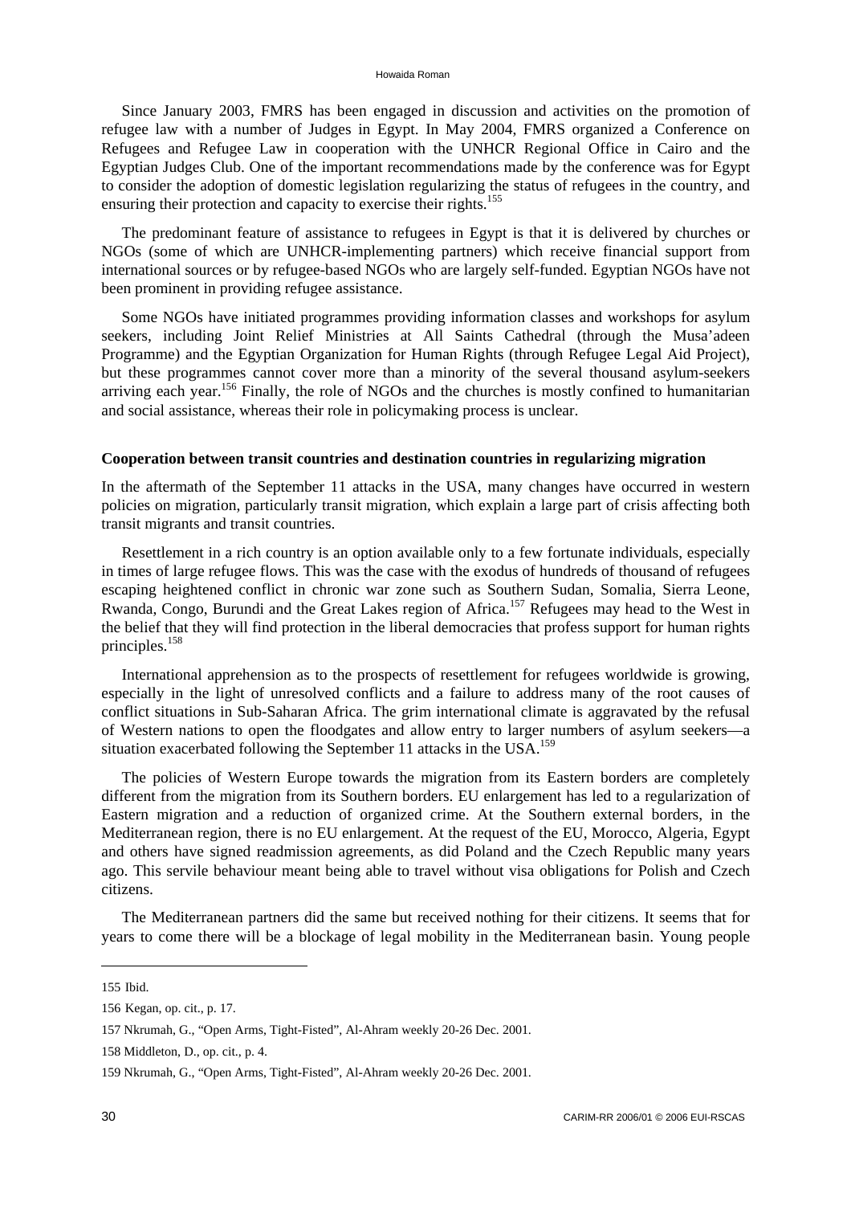Since January 2003, FMRS has been engaged in discussion and activities on the promotion of refugee law with a number of Judges in Egypt. In May 2004, FMRS organized a Conference on Refugees and Refugee Law in cooperation with the UNHCR Regional Office in Cairo and the Egyptian Judges Club. One of the important recommendations made by the conference was for Egypt to consider the adoption of domestic legislation regularizing the status of refugees in the country, and ensuring their protection and capacity to exercise their rights.[155]

The predominant feature of assistance to refugees in Egypt is that it is delivered by churches or NGOs (some of which are UNHCR-implementing partners) which receive financial support from international sources or by refugee-based NGOs who are largely self-funded. Egyptian NGOs have not been prominent in providing refugee assistance.

Some NGOs have initiated programmes providing information classes and workshops for asylum seekers, including Joint Relief Ministries at All Saints Cathedral (through the Musa'adeen Programme) and the Egyptian Organization for Human Rights (through Refugee Legal Aid Project), but these programmes cannot cover more than a minority of the several thousand asylum-seekers arriving each year.[156] Finally, the role of NGOs and the churches is mostly confined to humanitarian and social assistance, whereas their role in policymaking process is unclear.

**Cooperation between transit countries and destination countries in regularizing migration**

In the aftermath of the September 11 attacks in the USA, many changes have occurred in western policies on migration, particularly transit migration, which explain a large part of crisis affecting both transit migrants and transit countries.

Resettlement in a rich country is an option available only to a few fortunate individuals, especially in times of large refugee flows. This was the case with the exodus of hundreds of thousand of refugees escaping heightened conflict in chronic war zone such as Southern Sudan, Somalia, Sierra Leone, Rwanda, Congo, Burundi and the Great Lakes region of Africa.[157] Refugees may head to the West in the belief that they will find protection in the liberal democracies that profess support for human rights principles.[158]

International apprehension as to the prospects of resettlement for refugees worldwide is growing, especially in the light of unresolved conflicts and a failure to address many of the root causes of conflict situations in Sub-Saharan Africa. The grim international climate is aggravated by the refusal of Western nations to open the floodgates and allow entry to larger numbers of asylum seekers—a situation exacerbated following the September 11 attacks in the USA.[159]

The policies of Western Europe towards the migration from its Eastern borders are completely different from the migration from its Southern borders. EU enlargement has led to a regularization of Eastern migration and a reduction of organized crime. At the Southern external borders, in the Mediterranean region, there is no EU enlargement. At the request of the EU, Morocco, Algeria, Egypt and others have signed readmission agreements, as did Poland and the Czech Republic many years ago. This servile behaviour meant being able to travel without visa obligations for Polish and Czech citizens.

The Mediterranean partners did the same but received nothing for their citizens. It seems that for years to come there will be a blockage of legal mobility in the Mediterranean basin. Young people

155 Ibid.

156 Kegan, op. cit., p. 17.

157 Nkrumah, G., "Open Arms, Tight-Fisted", Al-Ahram weekly 20-26 Dec. 2001.

158 Middleton, D., op. cit., p. 4.

159 Nkrumah, G., "Open Arms, Tight-Fisted", Al-Ahram weekly 20-26 Dec. 2001.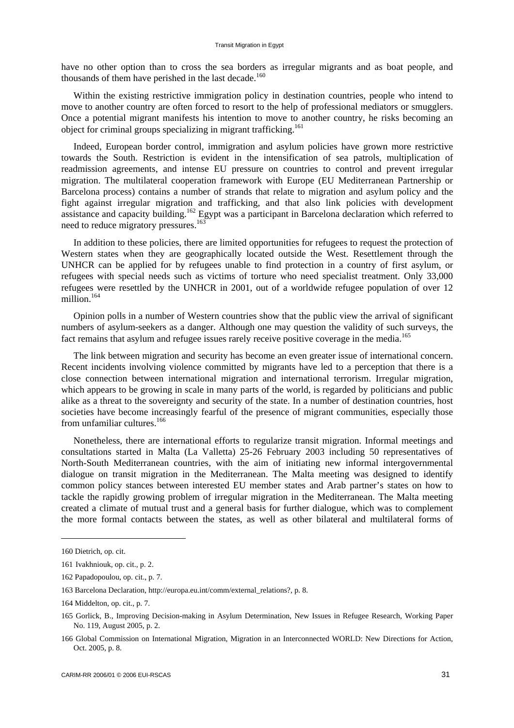have no other option than to cross the sea borders as irregular migrants and as boat people, and thousands of them have perished in the last decade.[160]

Within the existing restrictive immigration policy in destination countries, people who intend to move to another country are often forced to resort to the help of professional mediators or smugglers. Once a potential migrant manifests his intention to move to another country, he risks becoming an object for criminal groups specializing in migrant trafficking.[161]

Indeed, European border control, immigration and asylum policies have grown more restrictive towards the South. Restriction is evident in the intensification of sea patrols, multiplication of readmission agreements, and intense EU pressure on countries to control and prevent irregular migration. The multilateral cooperation framework with Europe (EU Mediterranean Partnership or Barcelona process) contains a number of strands that relate to migration and asylum policy and the fight against irregular migration and trafficking, and that also link policies with development assistance and capacity building.[162] Egypt was a participant in Barcelona declaration which referred to need to reduce migratory pressures.[163]

In addition to these policies, there are limited opportunities for refugees to request the protection of Western states when they are geographically located outside the West. Resettlement through the UNHCR can be applied for by refugees unable to find protection in a country of first asylum, or refugees with special needs such as victims of torture who need specialist treatment. Only 33,000 refugees were resettled by the UNHCR in 2001, out of a worldwide refugee population of over 12 million.[164]

Opinion polls in a number of Western countries show that the public view the arrival of significant numbers of asylum-seekers as a danger. Although one may question the validity of such surveys, the fact remains that asylum and refugee issues rarely receive positive coverage in the media.[165]

The link between migration and security has become an even greater issue of international concern. Recent incidents involving violence committed by migrants have led to a perception that there is a close connection between international migration and international terrorism. Irregular migration, which appears to be growing in scale in many parts of the world, is regarded by politicians and public alike as a threat to the sovereignty and security of the state. In a number of destination countries, host societies have become increasingly fearful of the presence of migrant communities, especially those from unfamiliar cultures.[166]

Nonetheless, there are international efforts to regularize transit migration. Informal meetings and consultations started in Malta (La Valletta) 25-26 February 2003 including 50 representatives of North-South Mediterranean countries, with the aim of initiating new informal intergovernmental dialogue on transit migration in the Mediterranean. The Malta meeting was designed to identify common policy stances between interested EU member states and Arab partner's states on how to tackle the rapidly growing problem of irregular migration in the Mediterranean. The Malta meeting created a climate of mutual trust and a general basis for further dialogue, which was to complement the more formal contacts between the states, as well as other bilateral and multilateral forms of

---

160 Dietrich, op. cit.

161 Ivakhniouk, op. cit., p. 2.

162 Papadopoulou, op. cit., p. 7.

163 Barcelona Declaration, http://europa.eu.int/comm/external_relations?, p. 8.

164 Middelton, op. cit., p. 7.

165 Gorlick, B., Improving Decision-making in Asylum Determination, New Issues in Refugee Research, Working Paper No. 119, August 2005, p. 2.

166 Global Commission on International Migration, Migration in an Interconnected WORLD: New Directions for Action, Oct. 2005, p. 8.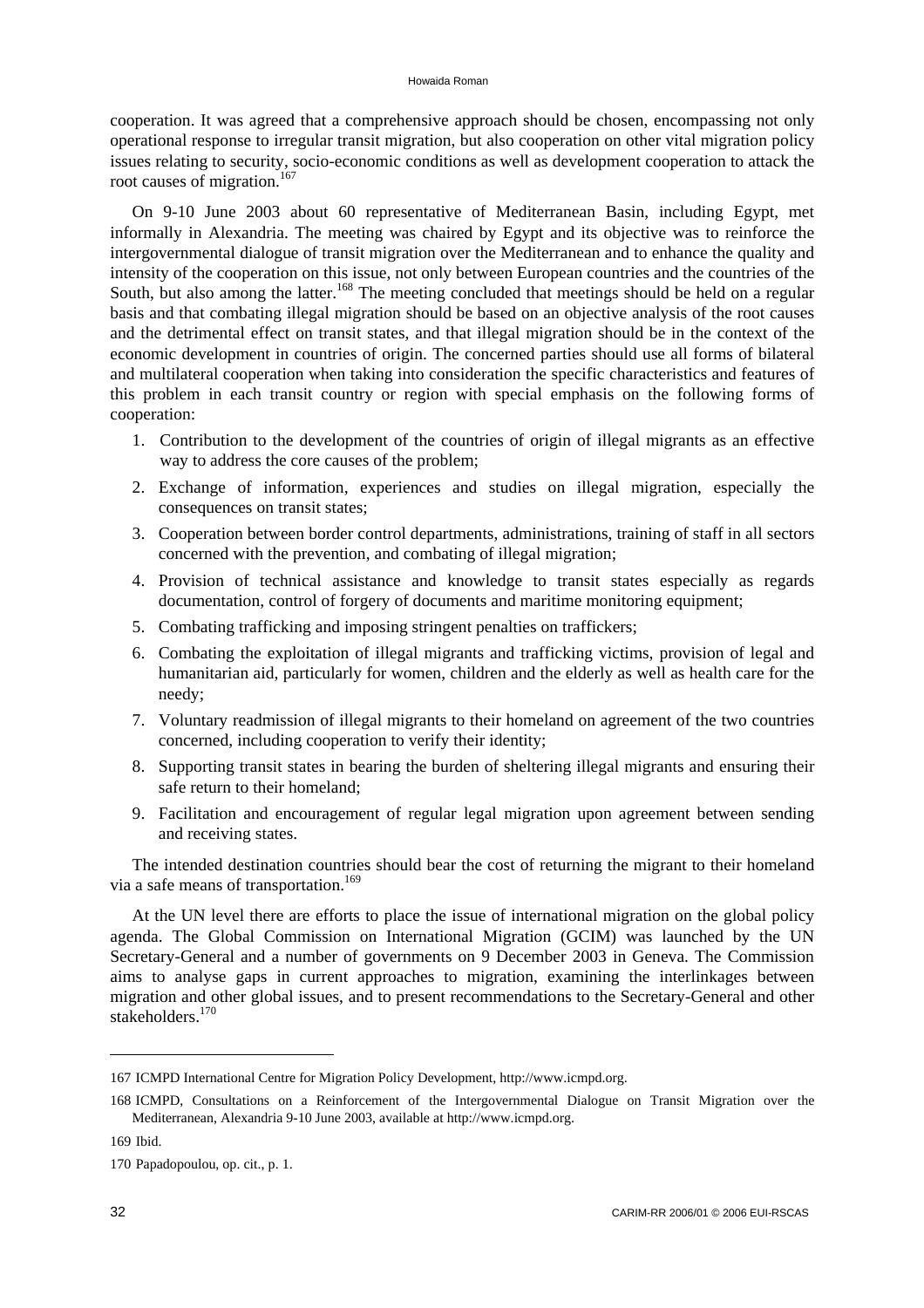cooperation. It was agreed that a comprehensive approach should be chosen, encompassing not only operational response to irregular transit migration, but also cooperation on other vital migration policy issues relating to security, socio-economic conditions as well as development cooperation to attack the root causes of migration.[167]

On 9-10 June 2003 about 60 representative of Mediterranean Basin, including Egypt, met informally in Alexandria. The meeting was chaired by Egypt and its objective was to reinforce the intergovernmental dialogue of transit migration over the Mediterranean and to enhance the quality and intensity of the cooperation on this issue, not only between European countries and the countries of the South, but also among the latter.[168] The meeting concluded that meetings should be held on a regular basis and that combating illegal migration should be based on an objective analysis of the root causes and the detrimental effect on transit states, and that illegal migration should be in the context of the economic development in countries of origin. The concerned parties should use all forms of bilateral and multilateral cooperation when taking into consideration the specific characteristics and features of this problem in each transit country or region with special emphasis on the following forms of cooperation:

1. Contribution to the development of the countries of origin of illegal migrants as an effective way to address the core causes of the problem;
2. Exchange of information, experiences and studies on illegal migration, especially the consequences on transit states;
3. Cooperation between border control departments, administrations, training of staff in all sectors concerned with the prevention, and combating of illegal migration;
4. Provision of technical assistance and knowledge to transit states especially as regards documentation, control of forgery of documents and maritime monitoring equipment;
5. Combating trafficking and imposing stringent penalties on traffickers;
6. Combating the exploitation of illegal migrants and trafficking victims, provision of legal and humanitarian aid, particularly for women, children and the elderly as well as health care for the needy;
7. Voluntary readmission of illegal migrants to their homeland on agreement of the two countries concerned, including cooperation to verify their identity;
8. Supporting transit states in bearing the burden of sheltering illegal migrants and ensuring their safe return to their homeland;
9. Facilitation and encouragement of regular legal migration upon agreement between sending and receiving states.

The intended destination countries should bear the cost of returning the migrant to their homeland via a safe means of transportation.[169]

At the UN level there are efforts to place the issue of international migration on the global policy agenda. The Global Commission on International Migration (GCIM) was launched by the UN Secretary-General and a number of governments on 9 December 2003 in Geneva. The Commission aims to analyse gaps in current approaches to migration, examining the interlinkages between migration and other global issues, and to present recommendations to the Secretary-General and other stakeholders.[170]

---

167 ICMPD International Centre for Migration Policy Development, http://www.icmpd.org.

168 ICMPD, Consultations on a Reinforcement of the Intergovernmental Dialogue on Transit Migration over the Mediterranean, Alexandria 9-10 June 2003, available at http://www.icmpd.org.

169 Ibid.

170 Papadopoulou, op. cit., p. 1.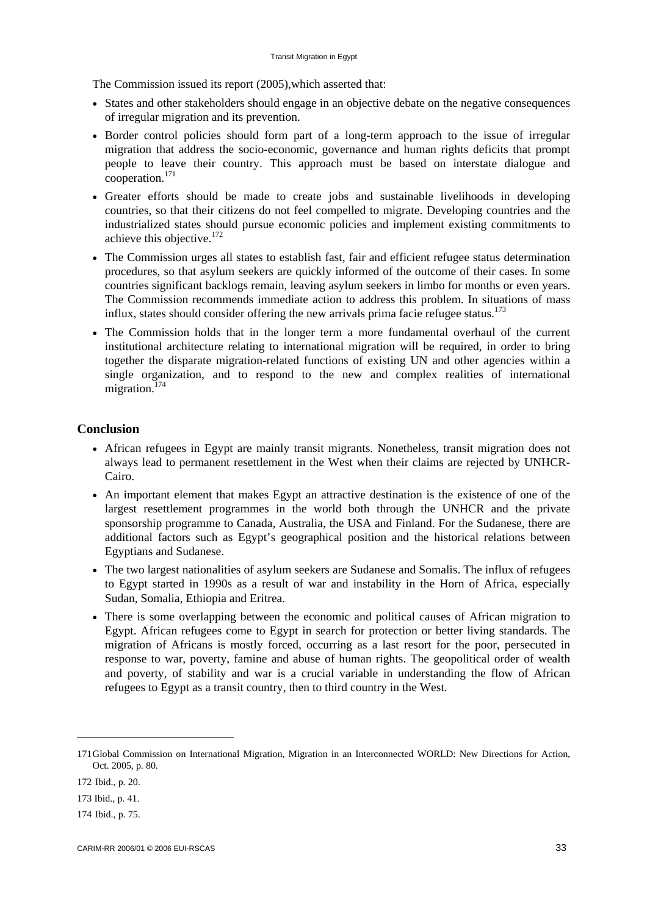The Commission issued its report (2005),which asserted that:

- States and other stakeholders should engage in an objective debate on the negative consequences of irregular migration and its prevention.
- Border control policies should form part of a long-term approach to the issue of irregular migration that address the socio-economic, governance and human rights deficits that prompt people to leave their country. This approach must be based on interstate dialogue and cooperation.[171]
- Greater efforts should be made to create jobs and sustainable livelihoods in developing countries, so that their citizens do not feel compelled to migrate. Developing countries and the industrialized states should pursue economic policies and implement existing commitments to achieve this objective.[172]
- The Commission urges all states to establish fast, fair and efficient refugee status determination procedures, so that asylum seekers are quickly informed of the outcome of their cases. In some countries significant backlogs remain, leaving asylum seekers in limbo for months or even years. The Commission recommends immediate action to address this problem. In situations of mass influx, states should consider offering the new arrivals prima facie refugee status.[173]
- The Commission holds that in the longer term a more fundamental overhaul of the current institutional architecture relating to international migration will be required, in order to bring together the disparate migration-related functions of existing UN and other agencies within a single organization, and to respond to the new and complex realities of international migration.[174]

## Conclusion

- African refugees in Egypt are mainly transit migrants. Nonetheless, transit migration does not always lead to permanent resettlement in the West when their claims are rejected by UNHCR-Cairo.
- An important element that makes Egypt an attractive destination is the existence of one of the largest resettlement programmes in the world both through the UNHCR and the private sponsorship programme to Canada, Australia, the USA and Finland. For the Sudanese, there are additional factors such as Egypt's geographical position and the historical relations between Egyptians and Sudanese.
- The two largest nationalities of asylum seekers are Sudanese and Somalis. The influx of refugees to Egypt started in 1990s as a result of war and instability in the Horn of Africa, especially Sudan, Somalia, Ethiopia and Eritrea.
- There is some overlapping between the economic and political causes of African migration to Egypt. African refugees come to Egypt in search for protection or better living standards. The migration of Africans is mostly forced, occurring as a last resort for the poor, persecuted in response to war, poverty, famine and abuse of human rights. The geopolitical order of wealth and poverty, of stability and war is a crucial variable in understanding the flow of African refugees to Egypt as a transit country, then to third country in the West.

---

171 Global Commission on International Migration, Migration in an Interconnected WORLD: New Directions for Action, Oct. 2005, p. 80.

172 Ibid., p. 20.

173 Ibid., p. 41.

174 Ibid., p. 75.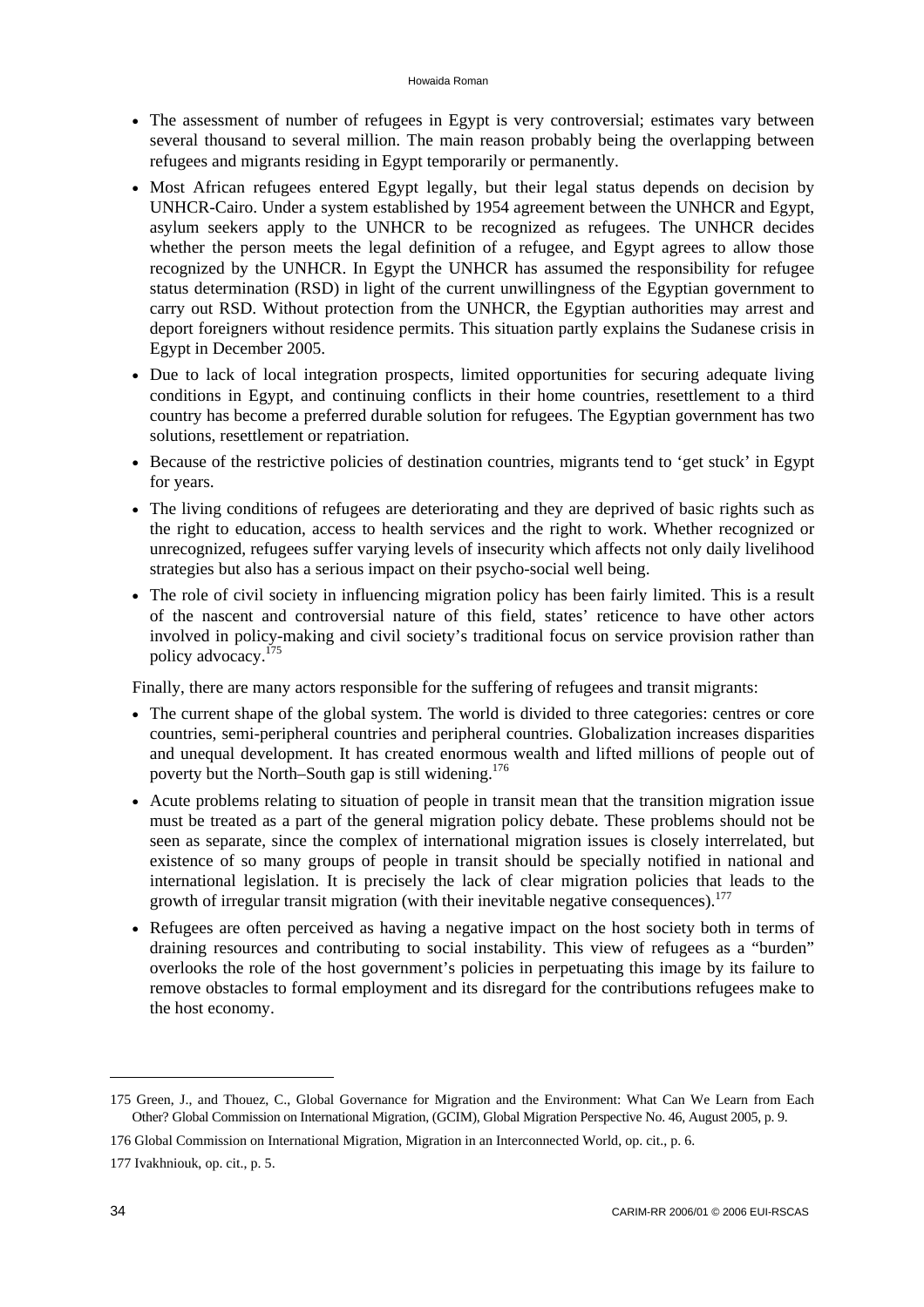- The assessment of number of refugees in Egypt is very controversial; estimates vary between several thousand to several million. The main reason probably being the overlapping between refugees and migrants residing in Egypt temporarily or permanently.
- Most African refugees entered Egypt legally, but their legal status depends on decision by UNHCR-Cairo. Under a system established by 1954 agreement between the UNHCR and Egypt, asylum seekers apply to the UNHCR to be recognized as refugees. The UNHCR decides whether the person meets the legal definition of a refugee, and Egypt agrees to allow those recognized by the UNHCR. In Egypt the UNHCR has assumed the responsibility for refugee status determination (RSD) in light of the current unwillingness of the Egyptian government to carry out RSD. Without protection from the UNHCR, the Egyptian authorities may arrest and deport foreigners without residence permits. This situation partly explains the Sudanese crisis in Egypt in December 2005.
- Due to lack of local integration prospects, limited opportunities for securing adequate living conditions in Egypt, and continuing conflicts in their home countries, resettlement to a third country has become a preferred durable solution for refugees. The Egyptian government has two solutions, resettlement or repatriation.
- Because of the restrictive policies of destination countries, migrants tend to 'get stuck' in Egypt for years.
- The living conditions of refugees are deteriorating and they are deprived of basic rights such as the right to education, access to health services and the right to work. Whether recognized or unrecognized, refugees suffer varying levels of insecurity which affects not only daily livelihood strategies but also has a serious impact on their psycho-social well being.
- The role of civil society in influencing migration policy has been fairly limited. This is a result of the nascent and controversial nature of this field, states' reticence to have other actors involved in policy-making and civil society's traditional focus on service provision rather than policy advocacy.[175]

Finally, there are many actors responsible for the suffering of refugees and transit migrants:

- The current shape of the global system. The world is divided to three categories: centres or core countries, semi-peripheral countries and peripheral countries. Globalization increases disparities and unequal development. It has created enormous wealth and lifted millions of people out of poverty but the North–South gap is still widening.[176]
- Acute problems relating to situation of people in transit mean that the transition migration issue must be treated as a part of the general migration policy debate. These problems should not be seen as separate, since the complex of international migration issues is closely interrelated, but existence of so many groups of people in transit should be specially notified in national and international legislation. It is precisely the lack of clear migration policies that leads to the growth of irregular transit migration (with their inevitable negative consequences).[177]
- Refugees are often perceived as having a negative impact on the host society both in terms of draining resources and contributing to social instability. This view of refugees as a "burden" overlooks the role of the host government's policies in perpetuating this image by its failure to remove obstacles to formal employment and its disregard for the contributions refugees make to the host economy.

---

175 Green, J., and Thouez, C., Global Governance for Migration and the Environment: What Can We Learn from Each Other? Global Commission on International Migration, (GCIM), Global Migration Perspective No. 46, August 2005, p. 9.

176 Global Commission on International Migration, Migration in an Interconnected World, op. cit., p. 6.

177 Ivakhniouk, op. cit., p. 5.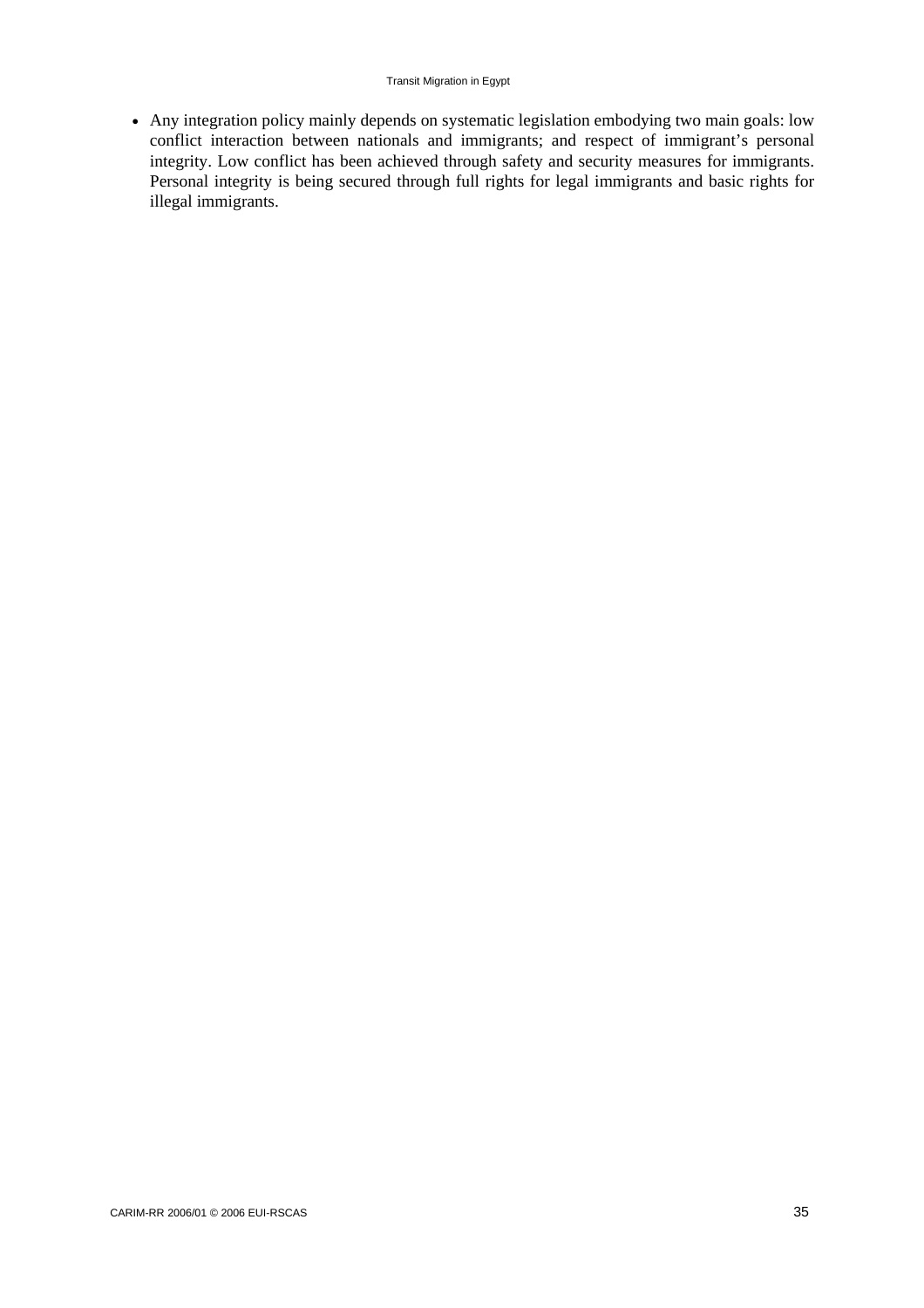- Any integration policy mainly depends on systematic legislation embodying two main goals: low conflict interaction between nationals and immigrants; and respect of immigrant's personal integrity. Low conflict has been achieved through safety and security measures for immigrants. Personal integrity is being secured through full rights for legal immigrants and basic rights for illegal immigrants.